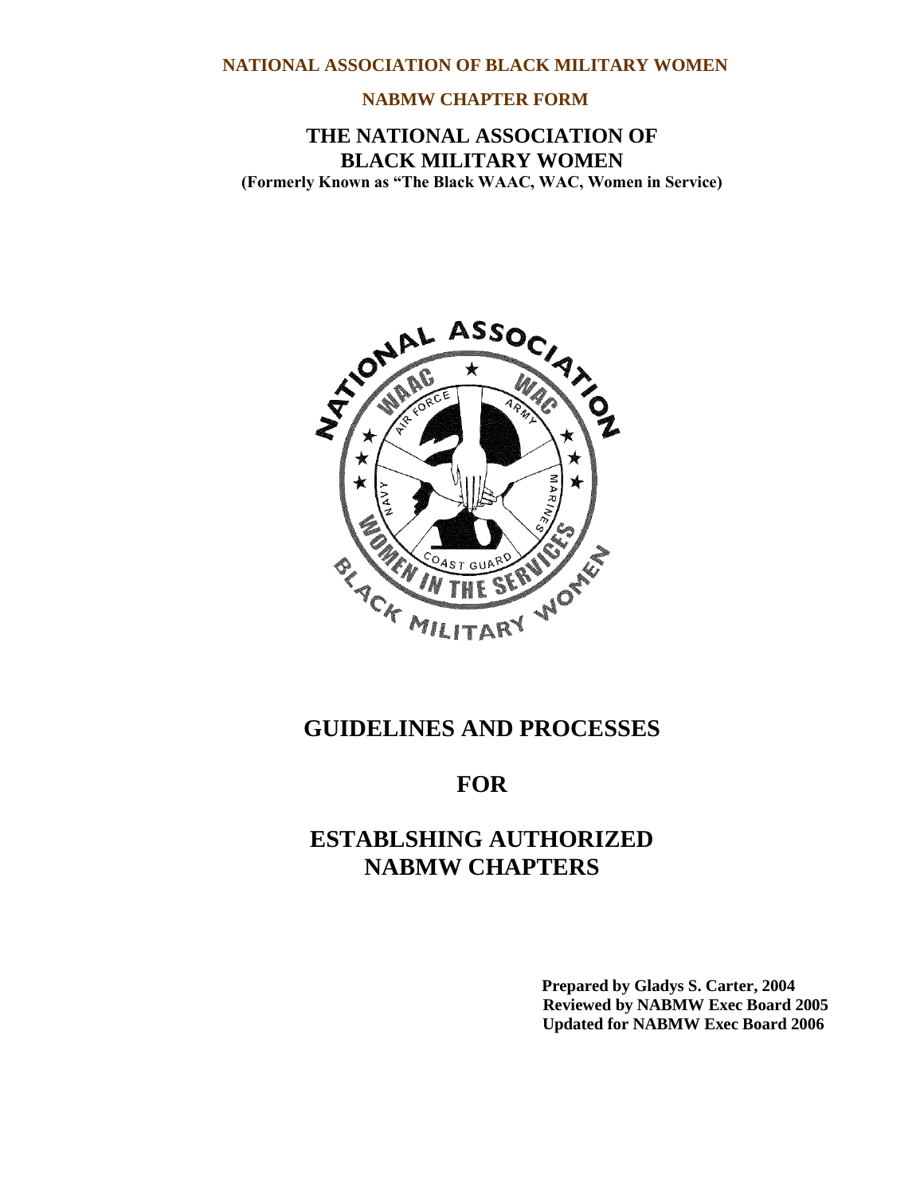**NATIONAL ASSOCIATION OF BLACK MILITARY WOMEN**

**NABMW CHAPTER FORM**

# THE NATIONAL ASSOCIATION OF BLACK MILITARY WOMEN

**(Formerly Known as "The Black WAAC, WAC, Women in Service)**

# GUIDELINES AND PROCESSES

# FOR

# ESTABLSHING AUTHORIZED NABMW CHAPTERS

**Prepared by Gladys S. Carter, 2004**
**Reviewed by NABMW Exec Board 2005**
**Updated for NABMW Exec Board 2006**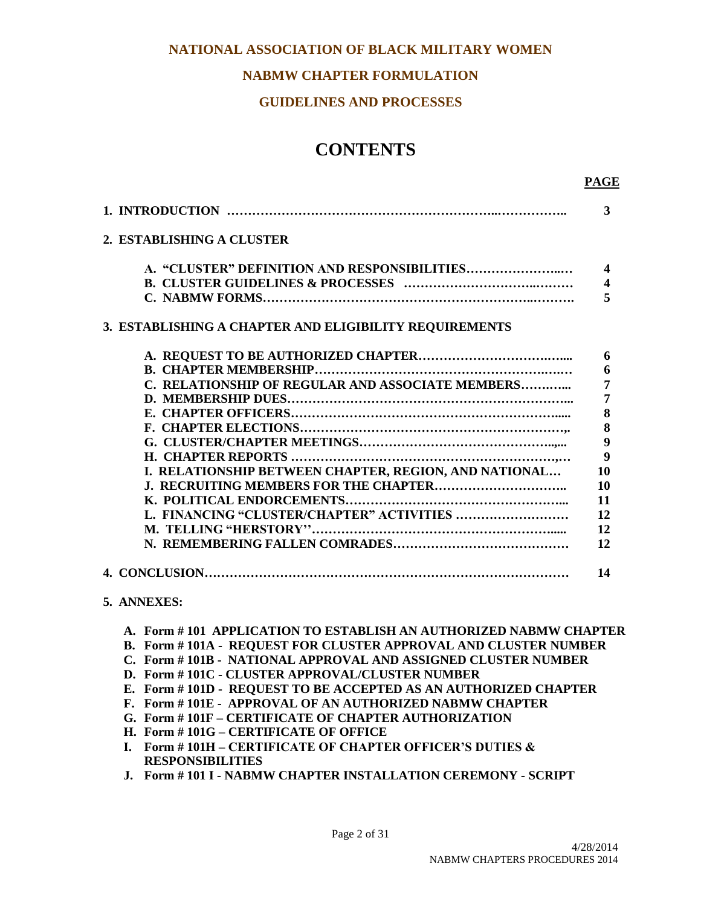**NATIONAL ASSOCIATION OF BLACK MILITARY WOMEN**

**NABMW CHAPTER FORMULATION**

**GUIDELINES AND PROCESSES**

# CONTENTS

| | PAGE |
|---|---|
| **1. INTRODUCTION** | **3** |
| **2. ESTABLISHING A CLUSTER** | |
| &nbsp;&nbsp;&nbsp;&nbsp;**A. "CLUSTER" DEFINITION AND RESPONSIBILITIES** | **4** |
| &nbsp;&nbsp;&nbsp;&nbsp;**B. CLUSTER GUIDELINES & PROCESSES** | **4** |
| &nbsp;&nbsp;&nbsp;&nbsp;**C. NABMW FORMS** | **5** |
| **3. ESTABLISHING A CHAPTER AND ELIGIBILITY REQUIREMENTS** | |
| &nbsp;&nbsp;&nbsp;&nbsp;**A. REQUEST TO BE AUTHORIZED CHAPTER** | **6** |
| &nbsp;&nbsp;&nbsp;&nbsp;**B. CHAPTER MEMBERSHIP** | **6** |
| &nbsp;&nbsp;&nbsp;&nbsp;**C. RELATIONSHIP OF REGULAR AND ASSOCIATE MEMBERS** | **7** |
| &nbsp;&nbsp;&nbsp;&nbsp;**D. MEMBERSHIP DUES** | **7** |
| &nbsp;&nbsp;&nbsp;&nbsp;**E. CHAPTER OFFICERS** | **8** |
| &nbsp;&nbsp;&nbsp;&nbsp;**F. CHAPTER ELECTIONS** | **8** |
| &nbsp;&nbsp;&nbsp;&nbsp;**G. CLUSTER/CHAPTER MEETINGS** | **9** |
| &nbsp;&nbsp;&nbsp;&nbsp;**H. CHAPTER REPORTS** | **9** |
| &nbsp;&nbsp;&nbsp;&nbsp;**I. RELATIONSHIP BETWEEN CHAPTER, REGION, AND NATIONAL** | **10** |
| &nbsp;&nbsp;&nbsp;&nbsp;**J. RECRUITING MEMBERS FOR THE CHAPTER** | **10** |
| &nbsp;&nbsp;&nbsp;&nbsp;**K. POLITICAL ENDORCEMENTS** | **11** |
| &nbsp;&nbsp;&nbsp;&nbsp;**L. FINANCING "CLUSTER/CHAPTER" ACTIVITIES** | **12** |
| &nbsp;&nbsp;&nbsp;&nbsp;**M. TELLING "HERSTORY''** | **12** |
| &nbsp;&nbsp;&nbsp;&nbsp;**N. REMEMBERING FALLEN COMRADES** | **12** |
| **4. CONCLUSION** | **14** |

**5. ANNEXES:**

- **A. Form # 101 APPLICATION TO ESTABLISH AN AUTHORIZED NABMW CHAPTER**
- **B. Form # 101A - REQUEST FOR CLUSTER APPROVAL AND CLUSTER NUMBER**
- **C. Form # 101B - NATIONAL APPROVAL AND ASSIGNED CLUSTER NUMBER**
- **D. Form # 101C - CLUSTER APPROVAL/CLUSTER NUMBER**
- **E. Form # 101D - REQUEST TO BE ACCEPTED AS AN AUTHORIZED CHAPTER**
- **F. Form # 101E - APPROVAL OF AN AUTHORIZED NABMW CHAPTER**
- **G. Form # 101F – CERTIFICATE OF CHAPTER AUTHORIZATION**
- **H. Form # 101G – CERTIFICATE OF OFFICE**
- **I. Form # 101H – CERTIFICATE OF CHAPTER OFFICER'S DUTIES & RESPONSIBILITIES**
- **J. Form # 101 I - NABMW CHAPTER INSTALLATION CEREMONY - SCRIPT**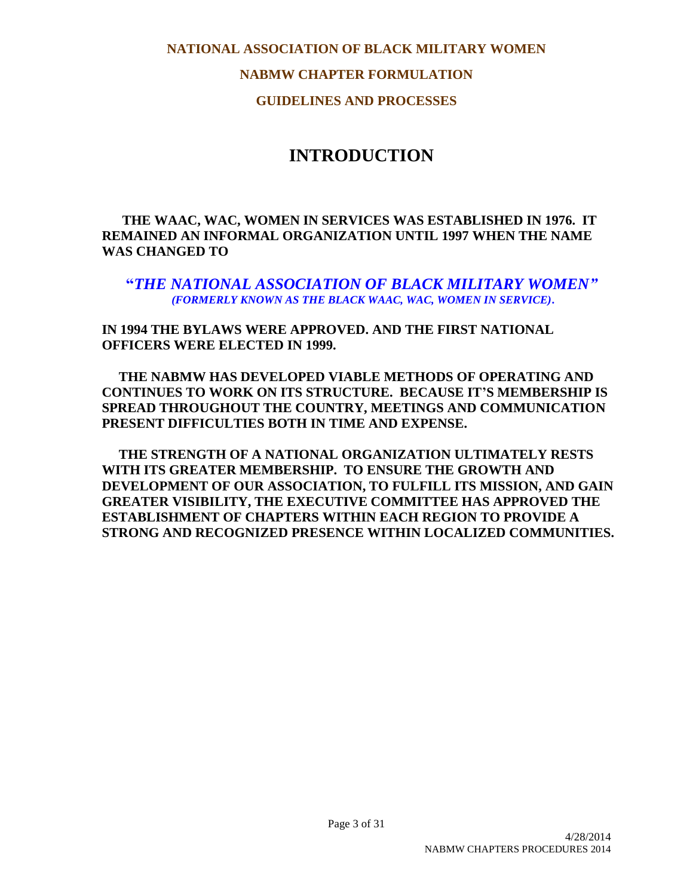**NATIONAL ASSOCIATION OF BLACK MILITARY WOMEN**

**NABMW CHAPTER FORMULATION**

**GUIDELINES AND PROCESSES**

# INTRODUCTION

**THE WAAC, WAC, WOMEN IN SERVICES WAS ESTABLISHED IN 1976. IT REMAINED AN INFORMAL ORGANIZATION UNTIL 1997 WHEN THE NAME WAS CHANGED TO**

**"*THE NATIONAL ASSOCIATION OF BLACK MILITARY WOMEN"***
***(FORMERLY KNOWN AS THE BLACK WAAC, WAC, WOMEN IN SERVICE).***

**IN 1994 THE BYLAWS WERE APPROVED. AND THE FIRST NATIONAL OFFICERS WERE ELECTED IN 1999.**

**THE NABMW HAS DEVELOPED VIABLE METHODS OF OPERATING AND CONTINUES TO WORK ON ITS STRUCTURE. BECAUSE IT'S MEMBERSHIP IS SPREAD THROUGHOUT THE COUNTRY, MEETINGS AND COMMUNICATION PRESENT DIFFICULTIES BOTH IN TIME AND EXPENSE.**

**THE STRENGTH OF A NATIONAL ORGANIZATION ULTIMATELY RESTS WITH ITS GREATER MEMBERSHIP. TO ENSURE THE GROWTH AND DEVELOPMENT OF OUR ASSOCIATION, TO FULFILL ITS MISSION, AND GAIN GREATER VISIBILITY, THE EXECUTIVE COMMITTEE HAS APPROVED THE ESTABLISHMENT OF CHAPTERS WITHIN EACH REGION TO PROVIDE A STRONG AND RECOGNIZED PRESENCE WITHIN LOCALIZED COMMUNITIES.**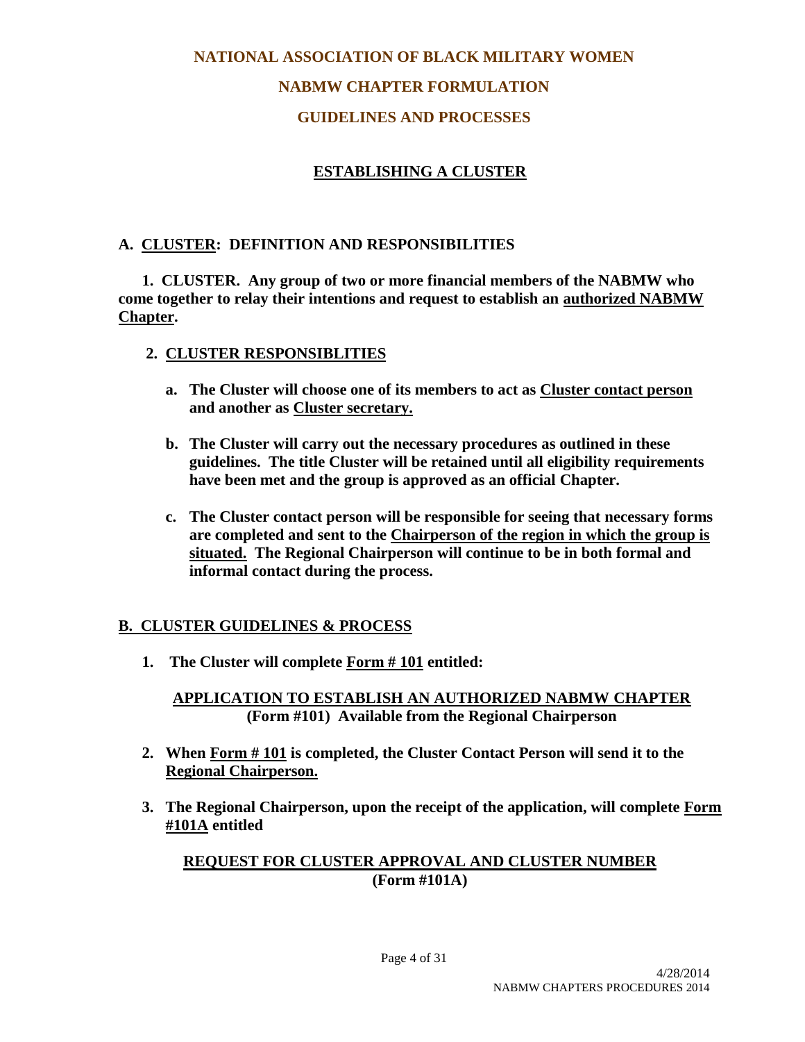# NATIONAL ASSOCIATION OF BLACK MILITARY WOMEN

## NABMW CHAPTER FORMULATION

## GUIDELINES AND PROCESSES

### ESTABLISHING A CLUSTER

### A. CLUSTER: DEFINITION AND RESPONSIBILITIES

**1. CLUSTER. Any group of two or more financial members of the NABMW who come together to relay their intentions and request to establish an authorized NABMW Chapter.**

**2. CLUSTER RESPONSIBLITIES**

- **a. The Cluster will choose one of its members to act as Cluster contact person and another as Cluster secretary.**

- **b. The Cluster will carry out the necessary procedures as outlined in these guidelines. The title Cluster will be retained until all eligibility requirements have been met and the group is approved as an official Chapter.**

- **c. The Cluster contact person will be responsible for seeing that necessary forms are completed and sent to the Chairperson of the region in which the group is situated. The Regional Chairperson will continue to be in both formal and informal contact during the process.**

### B. CLUSTER GUIDELINES & PROCESS

**1. The Cluster will complete Form # 101 entitled:**

**APPLICATION TO ESTABLISH AN AUTHORIZED NABMW CHAPTER**
**(Form #101) Available from the Regional Chairperson**

**2. When Form # 101 is completed, the Cluster Contact Person will send it to the Regional Chairperson.**

**3. The Regional Chairperson, upon the receipt of the application, will complete Form #101A entitled**

**REQUEST FOR CLUSTER APPROVAL AND CLUSTER NUMBER**
**(Form #101A)**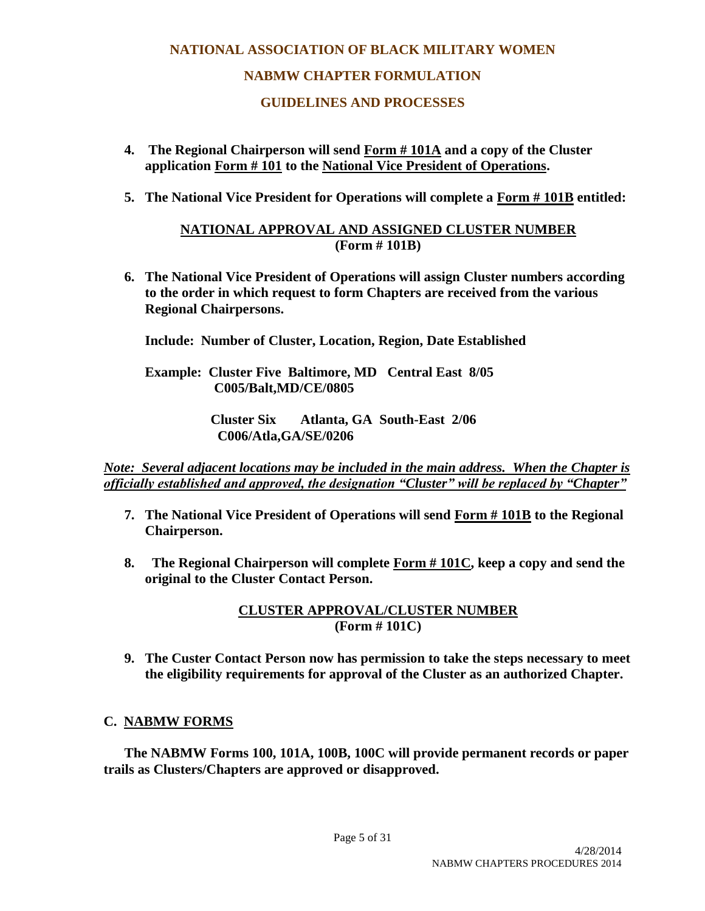**NATIONAL ASSOCIATION OF BLACK MILITARY WOMEN**

**NABMW CHAPTER FORMULATION**

**GUIDELINES AND PROCESSES**

4. **The Regional Chairperson will send Form # 101A and a copy of the Cluster application Form # 101 to the National Vice President of Operations.**

5. **The National Vice President for Operations will complete a Form # 101B entitled:**

**NATIONAL APPROVAL AND ASSIGNED CLUSTER NUMBER**
**(Form # 101B)**

6. **The National Vice President of Operations will assign Cluster numbers according to the order in which request to form Chapters are received from the various Regional Chairpersons.**

   **Include: Number of Cluster, Location, Region, Date Established**

   **Example: Cluster Five Baltimore, MD Central East 8/05**
   **C005/Balt,MD/CE/0805**

   **Cluster Six Atlanta, GA South-East 2/06**
   **C006/Atla,GA/SE/0206**

***Note: Several adjacent locations may be included in the main address. When the Chapter is officially established and approved, the designation "Cluster" will be replaced by "Chapter"***

7. **The National Vice President of Operations will send Form # 101B to the Regional Chairperson.**

8. **The Regional Chairperson will complete Form # 101C, keep a copy and send the original to the Cluster Contact Person.**

**CLUSTER APPROVAL/CLUSTER NUMBER**
**(Form # 101C)**

9. **The Custer Contact Person now has permission to take the steps necessary to meet the eligibility requirements for approval of the Cluster as an authorized Chapter.**

## C. NABMW FORMS

**The NABMW Forms 100, 101A, 100B, 100C will provide permanent records or paper trails as Clusters/Chapters are approved or disapproved.**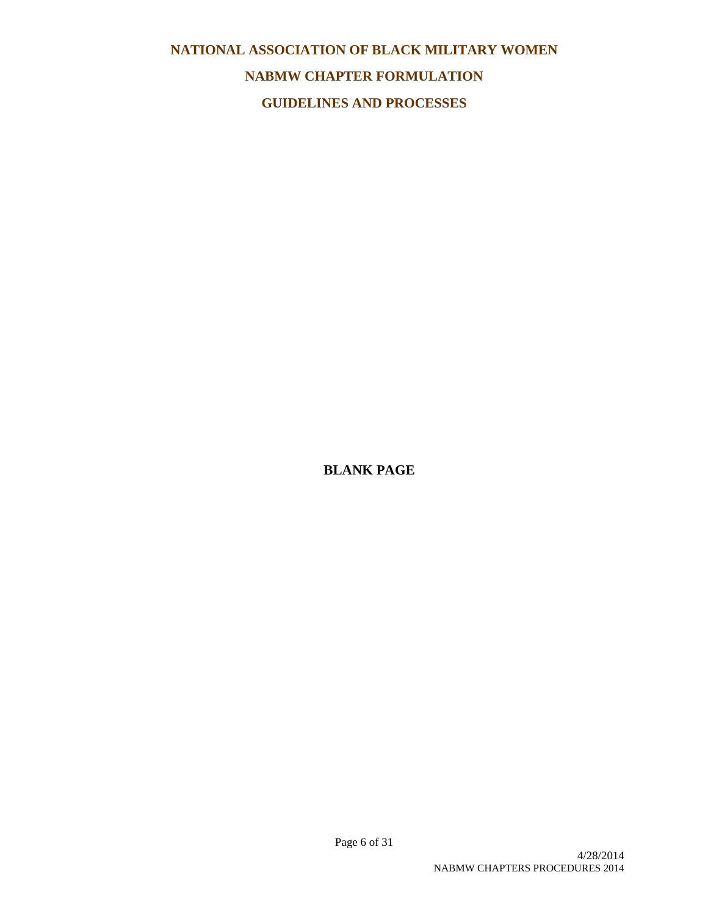**NATIONAL ASSOCIATION OF BLACK MILITARY WOMEN**

**NABMW CHAPTER FORMULATION**

**GUIDELINES AND PROCESSES**

**BLANK PAGE**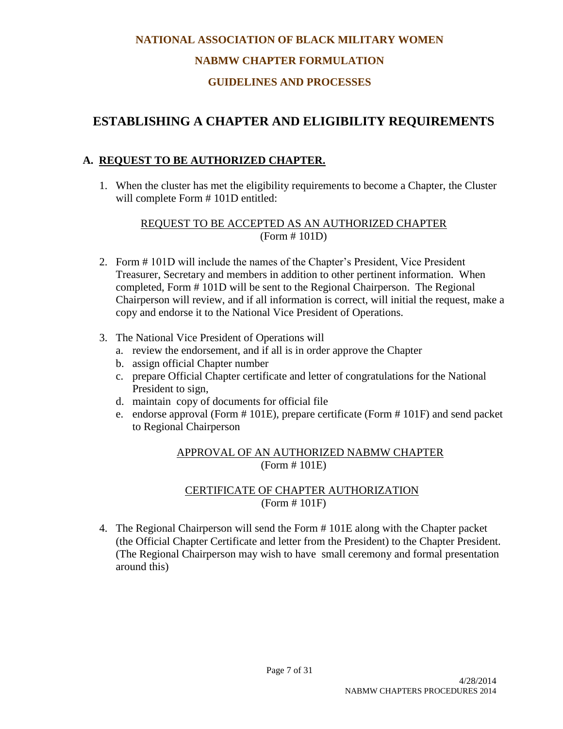**NATIONAL ASSOCIATION OF BLACK MILITARY WOMEN**

**NABMW CHAPTER FORMULATION**

**GUIDELINES AND PROCESSES**

# ESTABLISHING A CHAPTER AND ELIGIBILITY REQUIREMENTS

## A. REQUEST TO BE AUTHORIZED CHAPTER.

1. When the cluster has met the eligibility requirements to become a Chapter, the Cluster will complete Form # 101D entitled:

   REQUEST TO BE ACCEPTED AS AN AUTHORIZED CHAPTER
   (Form # 101D)

2. Form # 101D will include the names of the Chapter's President, Vice President Treasurer, Secretary and members in addition to other pertinent information. When completed, Form # 101D will be sent to the Regional Chairperson. The Regional Chairperson will review, and if all information is correct, will initial the request, make a copy and endorse it to the National Vice President of Operations.

3. The National Vice President of Operations will
   a. review the endorsement, and if all is in order approve the Chapter
   b. assign official Chapter number
   c. prepare Official Chapter certificate and letter of congratulations for the National President to sign,
   d. maintain copy of documents for official file
   e. endorse approval (Form # 101E), prepare certificate (Form # 101F) and send packet to Regional Chairperson

   APPROVAL OF AN AUTHORIZED NABMW CHAPTER
   (Form # 101E)

   CERTIFICATE OF CHAPTER AUTHORIZATION
   (Form # 101F)

4. The Regional Chairperson will send the Form # 101E along with the Chapter packet (the Official Chapter Certificate and letter from the President) to the Chapter President. (The Regional Chairperson may wish to have small ceremony and formal presentation around this)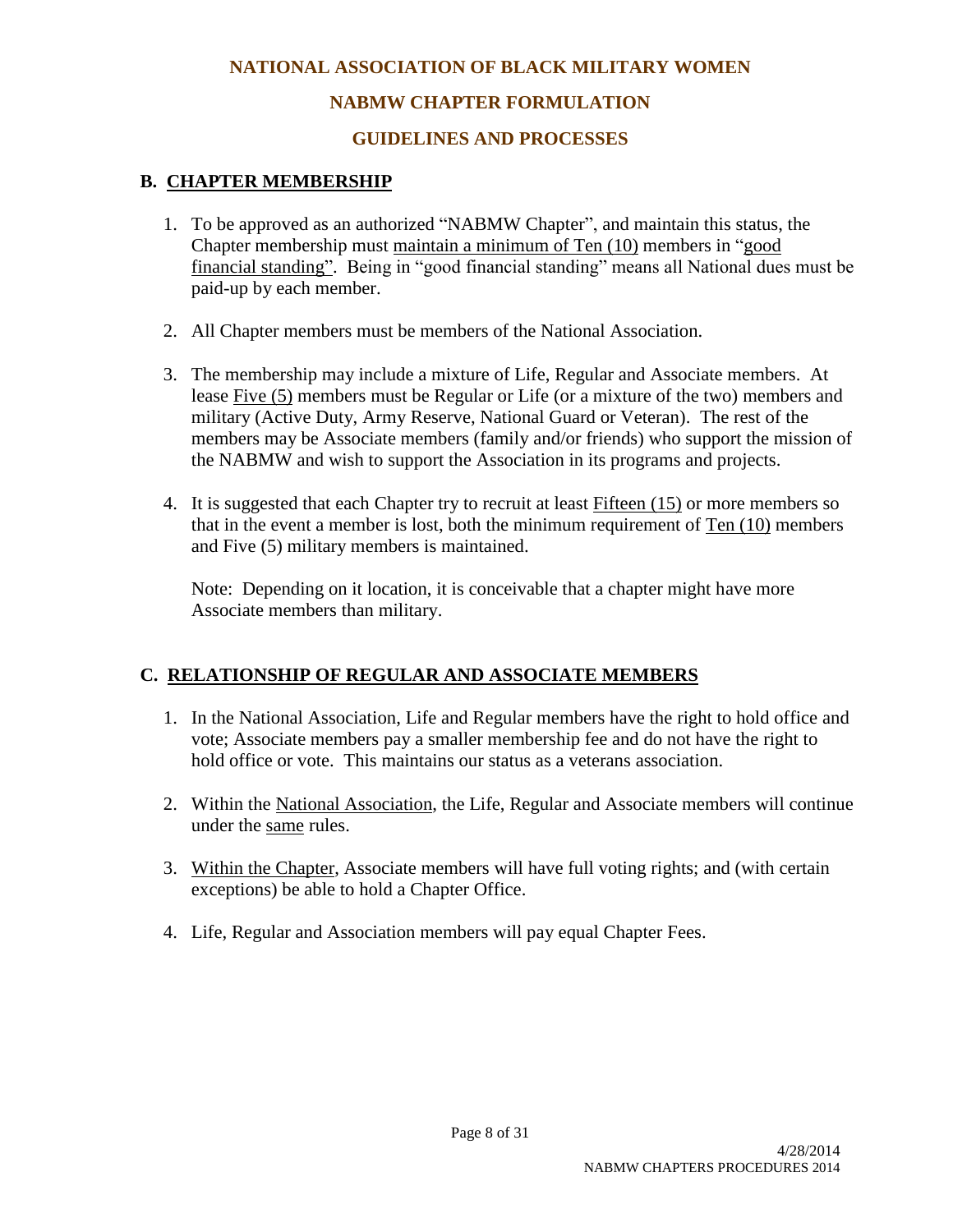# NATIONAL ASSOCIATION OF BLACK MILITARY WOMEN

## NABMW CHAPTER FORMULATION

## GUIDELINES AND PROCESSES

### B. CHAPTER MEMBERSHIP

1. To be approved as an authorized "NABMW Chapter", and maintain this status, the Chapter membership must maintain a minimum of Ten (10) members in "good financial standing". Being in "good financial standing" means all National dues must be paid-up by each member.

2. All Chapter members must be members of the National Association.

3. The membership may include a mixture of Life, Regular and Associate members. At lease Five (5) members must be Regular or Life (or a mixture of the two) members and military (Active Duty, Army Reserve, National Guard or Veteran). The rest of the members may be Associate members (family and/or friends) who support the mission of the NABMW and wish to support the Association in its programs and projects.

4. It is suggested that each Chapter try to recruit at least Fifteen (15) or more members so that in the event a member is lost, both the minimum requirement of Ten (10) members and Five (5) military members is maintained.

   Note: Depending on it location, it is conceivable that a chapter might have more Associate members than military.

### C. RELATIONSHIP OF REGULAR AND ASSOCIATE MEMBERS

1. In the National Association, Life and Regular members have the right to hold office and vote; Associate members pay a smaller membership fee and do not have the right to hold office or vote. This maintains our status as a veterans association.

2. Within the National Association, the Life, Regular and Associate members will continue under the same rules.

3. Within the Chapter, Associate members will have full voting rights; and (with certain exceptions) be able to hold a Chapter Office.

4. Life, Regular and Association members will pay equal Chapter Fees.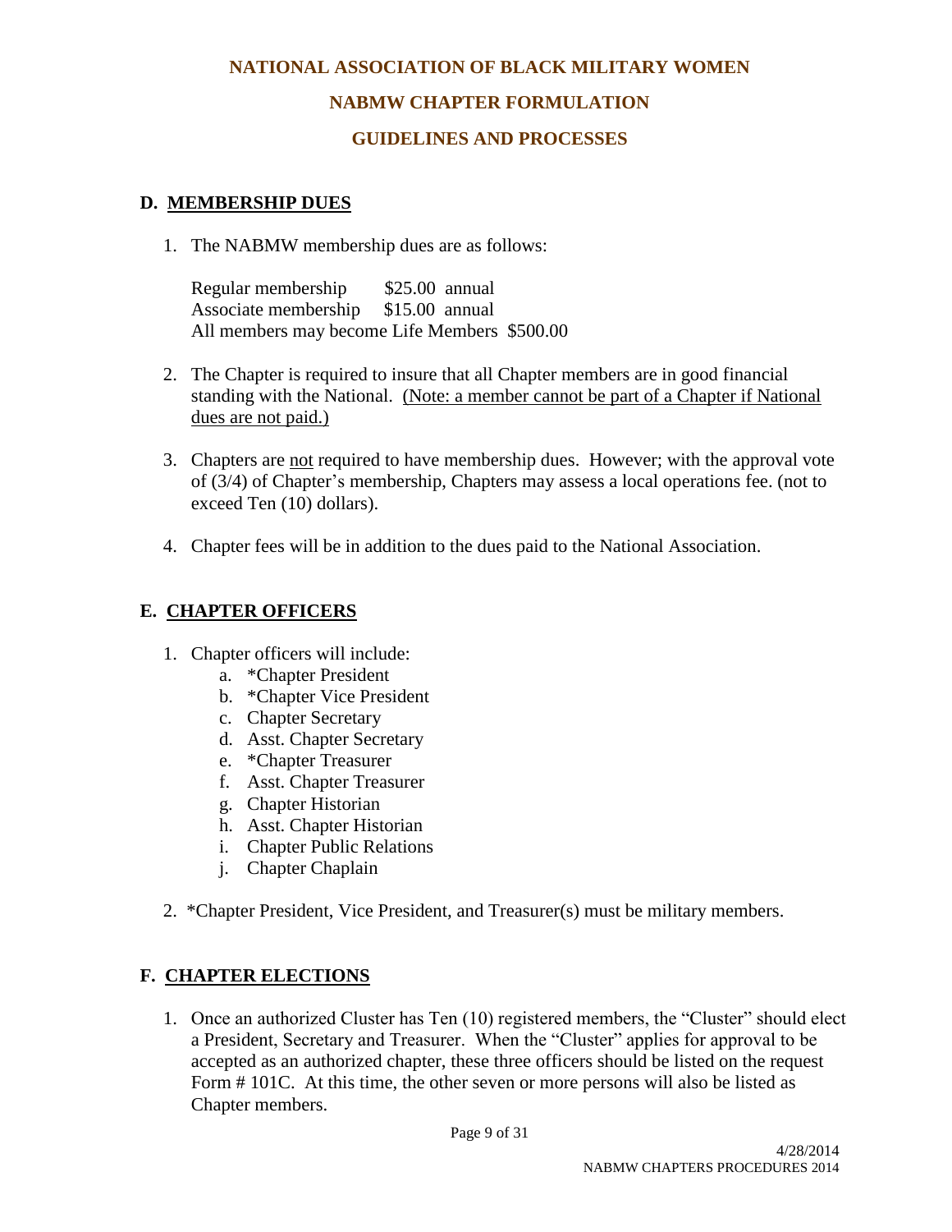## D. MEMBERSHIP DUES

1. The NABMW membership dues are as follows:

   Regular membership $25.00 annual
   Associate membership $15.00 annual
   All members may become Life Members $500.00

2. The Chapter is required to insure that all Chapter members are in good financial standing with the National. <u>(Note: a member cannot be part of a Chapter if National dues are not paid.)</u>

3. Chapters are <u>not</u> required to have membership dues. However; with the approval vote of (3/4) of Chapter's membership, Chapters may assess a local operations fee. (not to exceed Ten (10) dollars).

4. Chapter fees will be in addition to the dues paid to the National Association.

## E. CHAPTER OFFICERS

1. Chapter officers will include:
   a. *Chapter President
   b. *Chapter Vice President
   c. Chapter Secretary
   d. Asst. Chapter Secretary
   e. *Chapter Treasurer
   f. Asst. Chapter Treasurer
   g. Chapter Historian
   h. Asst. Chapter Historian
   i. Chapter Public Relations
   j. Chapter Chaplain

2. *Chapter President, Vice President, and Treasurer(s) must be military members.

## F. CHAPTER ELECTIONS

1. Once an authorized Cluster has Ten (10) registered members, the "Cluster" should elect a President, Secretary and Treasurer. When the "Cluster" applies for approval to be accepted as an authorized chapter, these three officers should be listed on the request Form # 101C. At this time, the other seven or more persons will also be listed as Chapter members.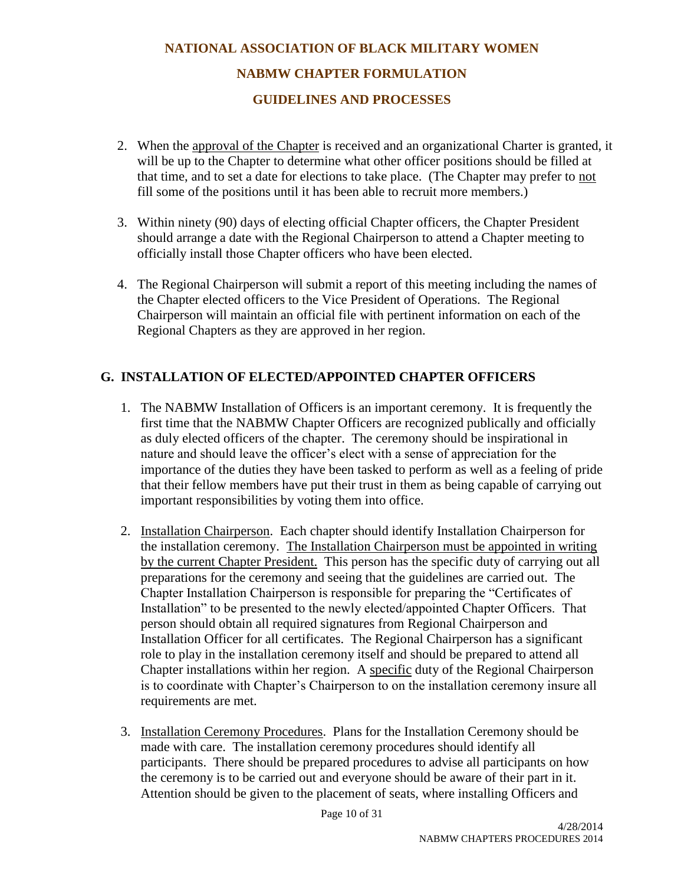2. When the <u>approval of the Chapter</u> is received and an organizational Charter is granted, it will be up to the Chapter to determine what other officer positions should be filled at that time, and to set a date for elections to take place. (The Chapter may prefer to <u>not</u> fill some of the positions until it has been able to recruit more members.)

3. Within ninety (90) days of electing official Chapter officers, the Chapter President should arrange a date with the Regional Chairperson to attend a Chapter meeting to officially install those Chapter officers who have been elected.

4. The Regional Chairperson will submit a report of this meeting including the names of the Chapter elected officers to the Vice President of Operations. The Regional Chairperson will maintain an official file with pertinent information on each of the Regional Chapters as they are approved in her region.

## G. INSTALLATION OF ELECTED/APPOINTED CHAPTER OFFICERS

1. The NABMW Installation of Officers is an important ceremony. It is frequently the first time that the NABMW Chapter Officers are recognized publically and officially as duly elected officers of the chapter. The ceremony should be inspirational in nature and should leave the officer's elect with a sense of appreciation for the importance of the duties they have been tasked to perform as well as a feeling of pride that their fellow members have put their trust in them as being capable of carrying out important responsibilities by voting them into office.

2. <u>Installation Chairperson</u>. Each chapter should identify Installation Chairperson for the installation ceremony. <u>The Installation Chairperson must be appointed in writing by the current Chapter President.</u> This person has the specific duty of carrying out all preparations for the ceremony and seeing that the guidelines are carried out. The Chapter Installation Chairperson is responsible for preparing the "Certificates of Installation" to be presented to the newly elected/appointed Chapter Officers. That person should obtain all required signatures from Regional Chairperson and Installation Officer for all certificates. The Regional Chairperson has a significant role to play in the installation ceremony itself and should be prepared to attend all Chapter installations within her region. A <u>specific</u> duty of the Regional Chairperson is to coordinate with Chapter's Chairperson to on the installation ceremony insure all requirements are met.

3. <u>Installation Ceremony Procedures</u>. Plans for the Installation Ceremony should be made with care. The installation ceremony procedures should identify all participants. There should be prepared procedures to advise all participants on how the ceremony is to be carried out and everyone should be aware of their part in it. Attention should be given to the placement of seats, where installing Officers and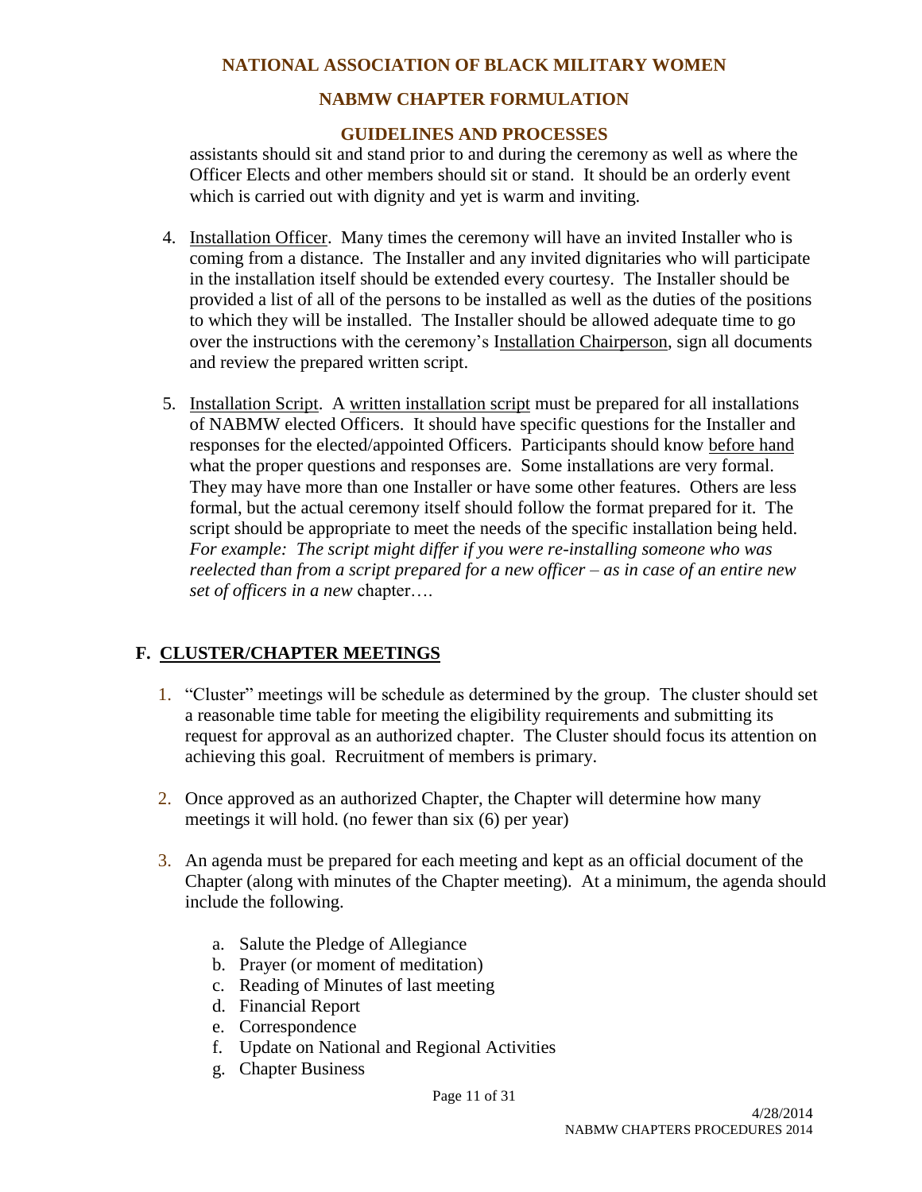assistants should sit and stand prior to and during the ceremony as well as where the Officer Elects and other members should sit or stand. It should be an orderly event which is carried out with dignity and yet is warm and inviting.

4. Installation Officer. Many times the ceremony will have an invited Installer who is coming from a distance. The Installer and any invited dignitaries who will participate in the installation itself should be extended every courtesy. The Installer should be provided a list of all of the persons to be installed as well as the duties of the positions to which they will be installed. The Installer should be allowed adequate time to go over the instructions with the ceremony's Installation Chairperson, sign all documents and review the prepared written script.

5. Installation Script. A written installation script must be prepared for all installations of NABMW elected Officers. It should have specific questions for the Installer and responses for the elected/appointed Officers. Participants should know before hand what the proper questions and responses are. Some installations are very formal. They may have more than one Installer or have some other features. Others are less formal, but the actual ceremony itself should follow the format prepared for it. The script should be appropriate to meet the needs of the specific installation being held. *For example: The script might differ if you were re-installing someone who was reelected than from a script prepared for a new officer – as in case of an entire new set of officers in a new* chapter….

## F. CLUSTER/CHAPTER MEETINGS

1. "Cluster" meetings will be schedule as determined by the group. The cluster should set a reasonable time table for meeting the eligibility requirements and submitting its request for approval as an authorized chapter. The Cluster should focus its attention on achieving this goal. Recruitment of members is primary.

2. Once approved as an authorized Chapter, the Chapter will determine how many meetings it will hold. (no fewer than six (6) per year)

3. An agenda must be prepared for each meeting and kept as an official document of the Chapter (along with minutes of the Chapter meeting). At a minimum, the agenda should include the following.

   a. Salute the Pledge of Allegiance
   b. Prayer (or moment of meditation)
   c. Reading of Minutes of last meeting
   d. Financial Report
   e. Correspondence
   f. Update on National and Regional Activities
   g. Chapter Business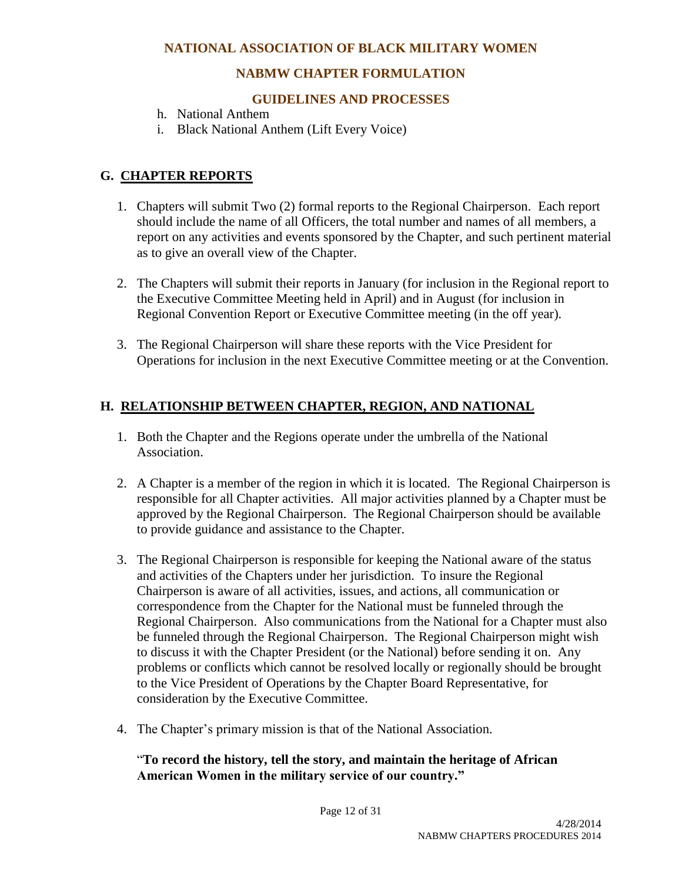h. National Anthem
i. Black National Anthem (Lift Every Voice)

## G. CHAPTER REPORTS

1. Chapters will submit Two (2) formal reports to the Regional Chairperson. Each report should include the name of all Officers, the total number and names of all members, a report on any activities and events sponsored by the Chapter, and such pertinent material as to give an overall view of the Chapter.

2. The Chapters will submit their reports in January (for inclusion in the Regional report to the Executive Committee Meeting held in April) and in August (for inclusion in Regional Convention Report or Executive Committee meeting (in the off year).

3. The Regional Chairperson will share these reports with the Vice President for Operations for inclusion in the next Executive Committee meeting or at the Convention.

## H. RELATIONSHIP BETWEEN CHAPTER, REGION, AND NATIONAL

1. Both the Chapter and the Regions operate under the umbrella of the National Association.

2. A Chapter is a member of the region in which it is located. The Regional Chairperson is responsible for all Chapter activities. All major activities planned by a Chapter must be approved by the Regional Chairperson. The Regional Chairperson should be available to provide guidance and assistance to the Chapter.

3. The Regional Chairperson is responsible for keeping the National aware of the status and activities of the Chapters under her jurisdiction. To insure the Regional Chairperson is aware of all activities, issues, and actions, all communication or correspondence from the Chapter for the National must be funneled through the Regional Chairperson. Also communications from the National for a Chapter must also be funneled through the Regional Chairperson. The Regional Chairperson might wish to discuss it with the Chapter President (or the National) before sending it on. Any problems or conflicts which cannot be resolved locally or regionally should be brought to the Vice President of Operations by the Chapter Board Representative, for consideration by the Executive Committee.

4. The Chapter's primary mission is that of the National Association.

   "**To record the history, tell the story, and maintain the heritage of African American Women in the military service of our country.**"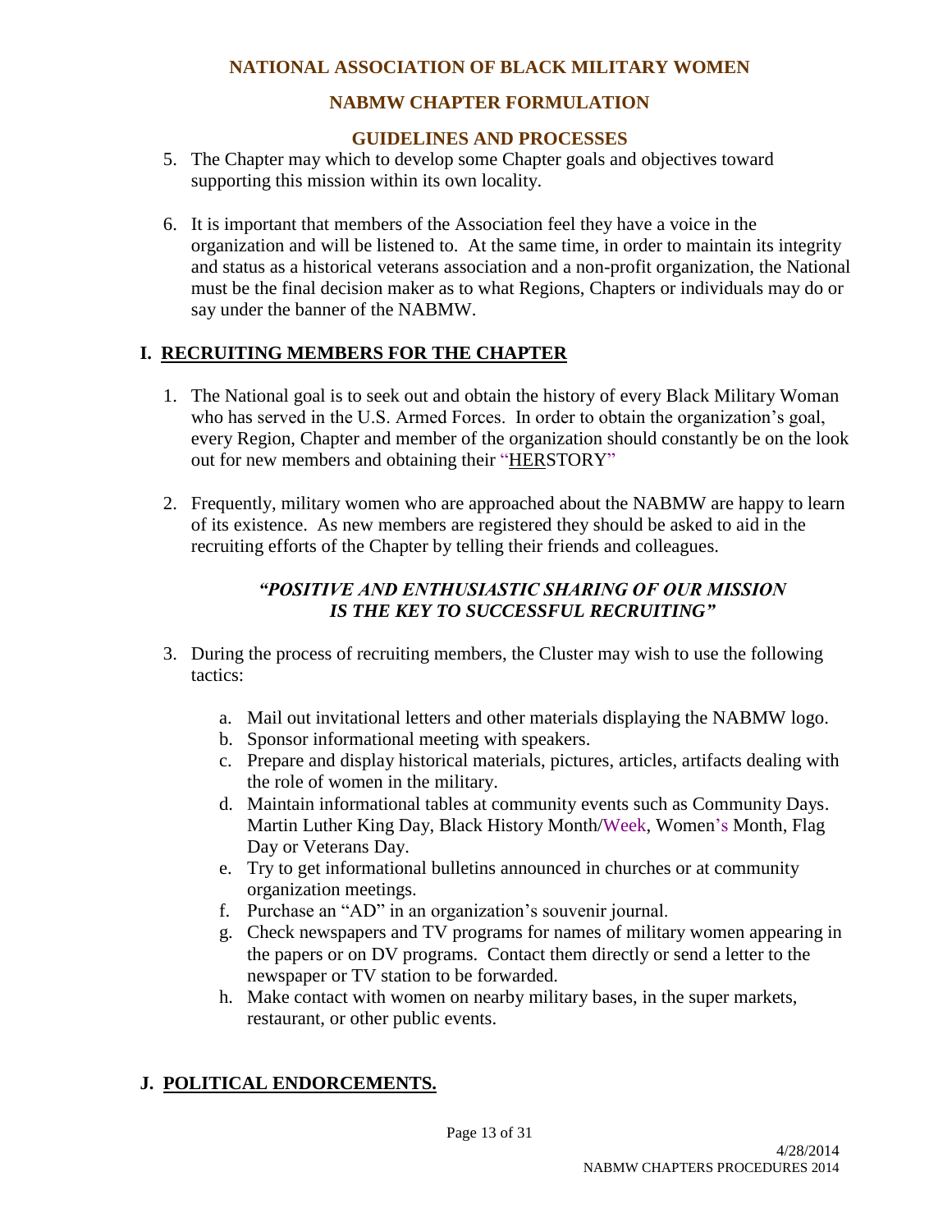5. The Chapter may which to develop some Chapter goals and objectives toward supporting this mission within its own locality.

6. It is important that members of the Association feel they have a voice in the organization and will be listened to. At the same time, in order to maintain its integrity and status as a historical veterans association and a non-profit organization, the National must be the final decision maker as to what Regions, Chapters or individuals may do or say under the banner of the NABMW.

## I. RECRUITING MEMBERS FOR THE CHAPTER

1. The National goal is to seek out and obtain the history of every Black Military Woman who has served in the U.S. Armed Forces. In order to obtain the organization's goal, every Region, Chapter and member of the organization should constantly be on the look out for new members and obtaining their "HERSTORY"

2. Frequently, military women who are approached about the NABMW are happy to learn of its existence. As new members are registered they should be asked to aid in the recruiting efforts of the Chapter by telling their friends and colleagues.

***"POSITIVE AND ENTHUSIASTIC SHARING OF OUR MISSION IS THE KEY TO SUCCESSFUL RECRUITING"***

3. During the process of recruiting members, the Cluster may wish to use the following tactics:

   a. Mail out invitational letters and other materials displaying the NABMW logo.
   b. Sponsor informational meeting with speakers.
   c. Prepare and display historical materials, pictures, articles, artifacts dealing with the role of women in the military.
   d. Maintain informational tables at community events such as Community Days. Martin Luther King Day, Black History Month/Week, Women's Month, Flag Day or Veterans Day.
   e. Try to get informational bulletins announced in churches or at community organization meetings.
   f. Purchase an "AD" in an organization's souvenir journal.
   g. Check newspapers and TV programs for names of military women appearing in the papers or on DV programs. Contact them directly or send a letter to the newspaper or TV station to be forwarded.
   h. Make contact with women on nearby military bases, in the super markets, restaurant, or other public events.

## J. POLITICAL ENDORSEMENTS.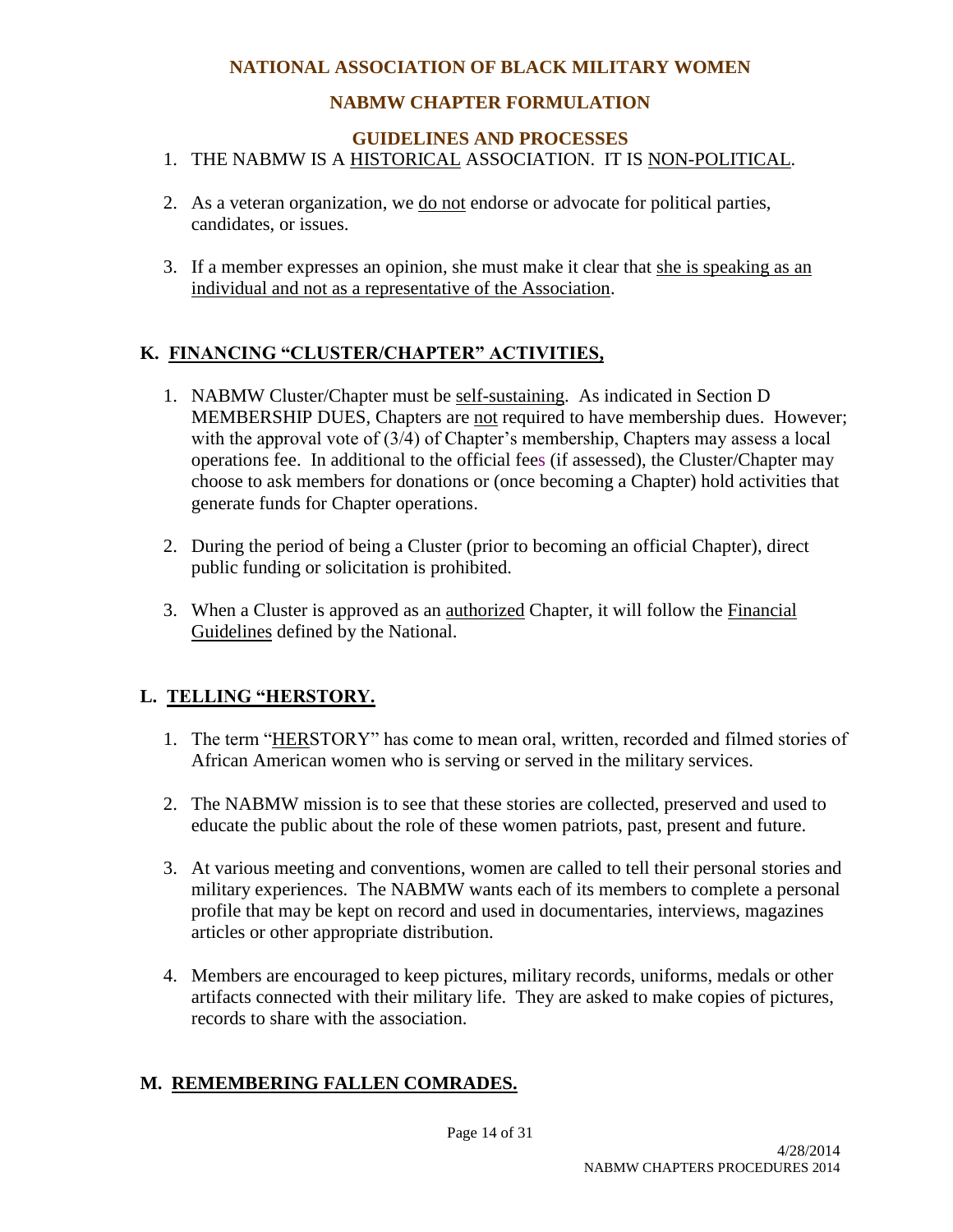**NATIONAL ASSOCIATION OF BLACK MILITARY WOMEN**

**NABMW CHAPTER FORMULATION**

**GUIDELINES AND PROCESSES**

1. THE NABMW IS A HISTORICAL ASSOCIATION. IT IS NON-POLITICAL.

2. As a veteran organization, we do not endorse or advocate for political parties, candidates, or issues.

3. If a member expresses an opinion, she must make it clear that she is speaking as an individual and not as a representative of the Association.

## K. FINANCING "CLUSTER/CHAPTER" ACTIVITIES,

1. NABMW Cluster/Chapter must be self-sustaining. As indicated in Section D MEMBERSHIP DUES, Chapters are not required to have membership dues. However; with the approval vote of (3/4) of Chapter's membership, Chapters may assess a local operations fee. In additional to the official fees (if assessed), the Cluster/Chapter may choose to ask members for donations or (once becoming a Chapter) hold activities that generate funds for Chapter operations.

2. During the period of being a Cluster (prior to becoming an official Chapter), direct public funding or solicitation is prohibited.

3. When a Cluster is approved as an authorized Chapter, it will follow the Financial Guidelines defined by the National.

## L. TELLING "HERSTORY.

1. The term "HERSTORY" has come to mean oral, written, recorded and filmed stories of African American women who is serving or served in the military services.

2. The NABMW mission is to see that these stories are collected, preserved and used to educate the public about the role of these women patriots, past, present and future.

3. At various meeting and conventions, women are called to tell their personal stories and military experiences. The NABMW wants each of its members to complete a personal profile that may be kept on record and used in documentaries, interviews, magazines articles or other appropriate distribution.

4. Members are encouraged to keep pictures, military records, uniforms, medals or other artifacts connected with their military life. They are asked to make copies of pictures, records to share with the association.

## M. REMEMBERING FALLEN COMRADES.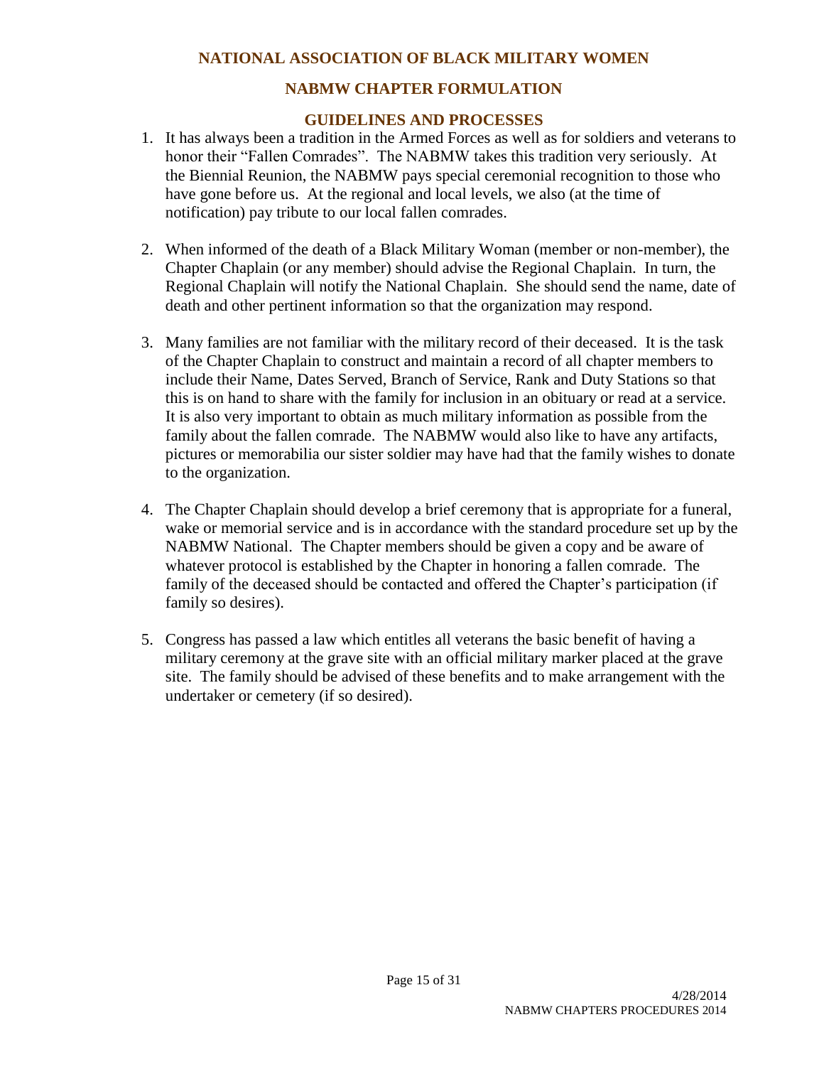**NATIONAL ASSOCIATION OF BLACK MILITARY WOMEN**

**NABMW CHAPTER FORMULATION**

**GUIDELINES AND PROCESSES**

1. It has always been a tradition in the Armed Forces as well as for soldiers and veterans to honor their "Fallen Comrades". The NABMW takes this tradition very seriously. At the Biennial Reunion, the NABMW pays special ceremonial recognition to those who have gone before us. At the regional and local levels, we also (at the time of notification) pay tribute to our local fallen comrades.

2. When informed of the death of a Black Military Woman (member or non-member), the Chapter Chaplain (or any member) should advise the Regional Chaplain. In turn, the Regional Chaplain will notify the National Chaplain. She should send the name, date of death and other pertinent information so that the organization may respond.

3. Many families are not familiar with the military record of their deceased. It is the task of the Chapter Chaplain to construct and maintain a record of all chapter members to include their Name, Dates Served, Branch of Service, Rank and Duty Stations so that this is on hand to share with the family for inclusion in an obituary or read at a service. It is also very important to obtain as much military information as possible from the family about the fallen comrade. The NABMW would also like to have any artifacts, pictures or memorabilia our sister soldier may have had that the family wishes to donate to the organization.

4. The Chapter Chaplain should develop a brief ceremony that is appropriate for a funeral, wake or memorial service and is in accordance with the standard procedure set up by the NABMW National. The Chapter members should be given a copy and be aware of whatever protocol is established by the Chapter in honoring a fallen comrade. The family of the deceased should be contacted and offered the Chapter's participation (if family so desires).

5. Congress has passed a law which entitles all veterans the basic benefit of having a military ceremony at the grave site with an official military marker placed at the grave site. The family should be advised of these benefits and to make arrangement with the undertaker or cemetery (if so desired).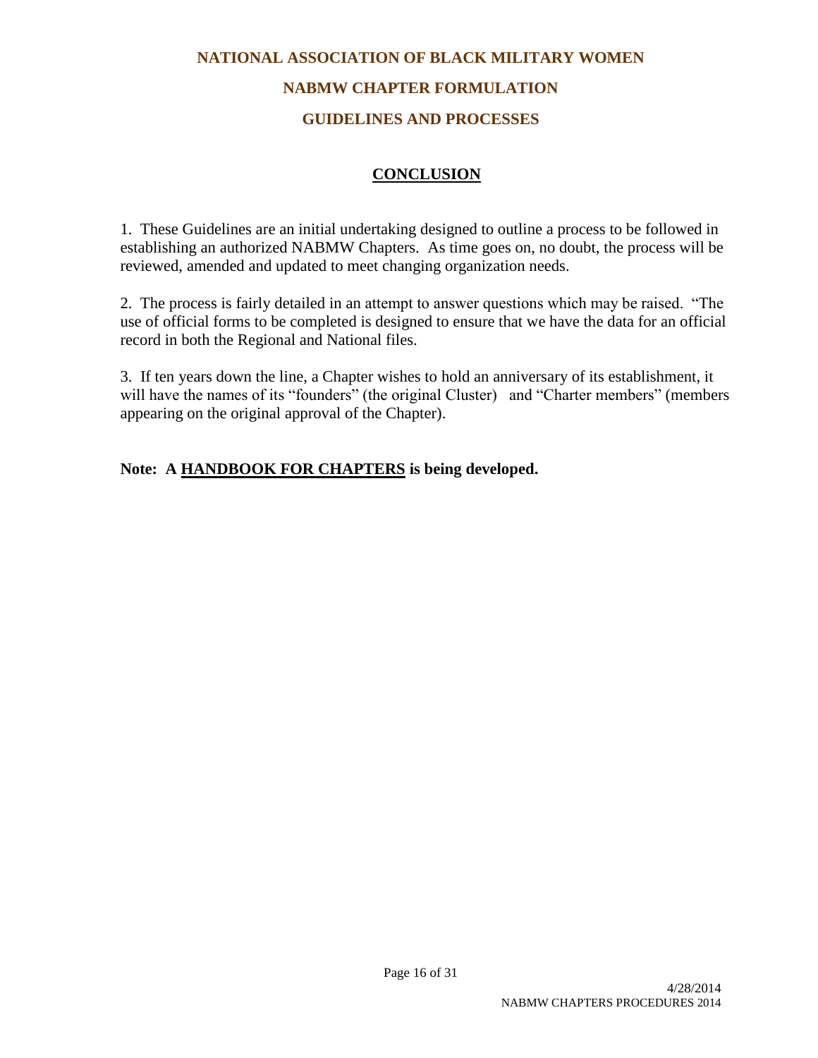# NATIONAL ASSOCIATION OF BLACK MILITARY WOMEN

## NABMW CHAPTER FORMULATION

## GUIDELINES AND PROCESSES

### CONCLUSION

1. These Guidelines are an initial undertaking designed to outline a process to be followed in establishing an authorized NABMW Chapters. As time goes on, no doubt, the process will be reviewed, amended and updated to meet changing organization needs.

2. The process is fairly detailed in an attempt to answer questions which may be raised. "The use of official forms to be completed is designed to ensure that we have the data for an official record in both the Regional and National files.

3. If ten years down the line, a Chapter wishes to hold an anniversary of its establishment, it will have the names of its "founders" (the original Cluster) and "Charter members" (members appearing on the original approval of the Chapter).

**Note: A HANDBOOK FOR CHAPTERS is being developed.**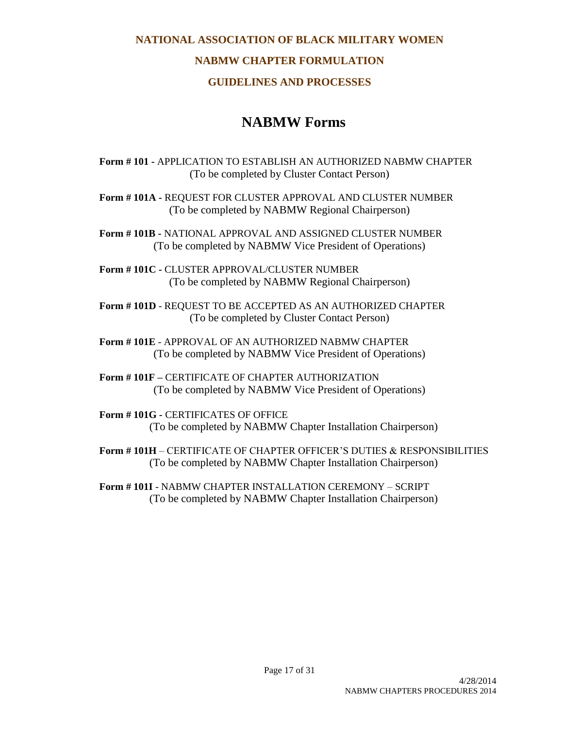**NATIONAL ASSOCIATION OF BLACK MILITARY WOMEN**

**NABMW CHAPTER FORMULATION**

**GUIDELINES AND PROCESSES**

# NABMW Forms

**Form # 101 -** APPLICATION TO ESTABLISH AN AUTHORIZED NABMW CHAPTER
(To be completed by Cluster Contact Person)

**Form # 101A -** REQUEST FOR CLUSTER APPROVAL AND CLUSTER NUMBER
(To be completed by NABMW Regional Chairperson)

**Form # 101B -** NATIONAL APPROVAL AND ASSIGNED CLUSTER NUMBER
(To be completed by NABMW Vice President of Operations)

**Form # 101C -** CLUSTER APPROVAL/CLUSTER NUMBER
(To be completed by NABMW Regional Chairperson)

**Form # 101D** - REQUEST TO BE ACCEPTED AS AN AUTHORIZED CHAPTER
(To be completed by Cluster Contact Person)

**Form # 101E** - APPROVAL OF AN AUTHORIZED NABMW CHAPTER
(To be completed by NABMW Vice President of Operations)

**Form # 101F –** CERTIFICATE OF CHAPTER AUTHORIZATION
(To be completed by NABMW Vice President of Operations)

**Form # 101G -** CERTIFICATES OF OFFICE
(To be completed by NABMW Chapter Installation Chairperson)

**Form # 101H** – CERTIFICATE OF CHAPTER OFFICER'S DUTIES & RESPONSIBILITIES
(To be completed by NABMW Chapter Installation Chairperson)

**Form # 101I** - NABMW CHAPTER INSTALLATION CEREMONY – SCRIPT
(To be completed by NABMW Chapter Installation Chairperson)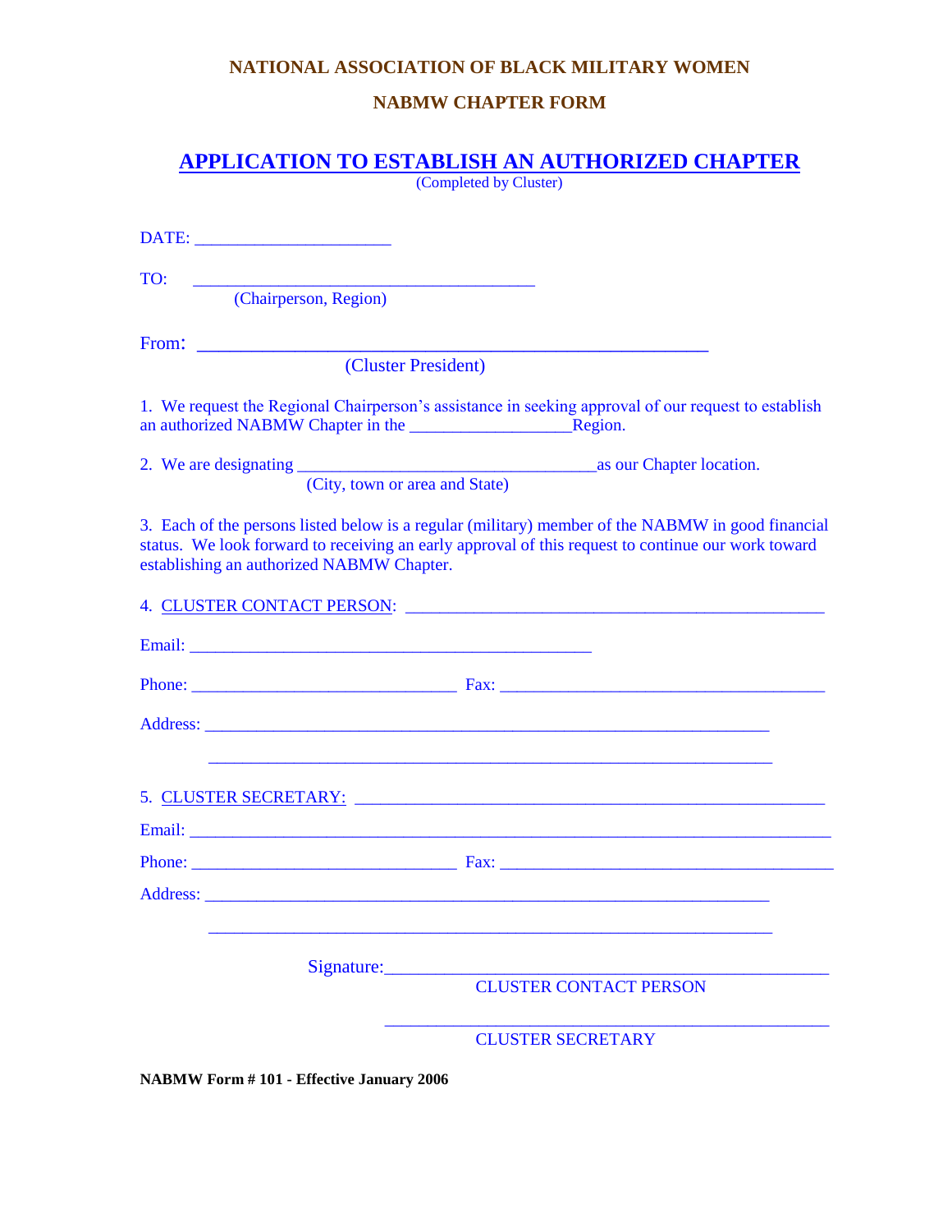**NATIONAL ASSOCIATION OF BLACK MILITARY WOMEN**

**NABMW CHAPTER FORM**

## APPLICATION TO ESTABLISH AN AUTHORIZED CHAPTER

(Completed by Cluster)

DATE: ______________________

TO: ______________________________________
(Chairperson, Region)

From: ________________________________________________
(Cluster President)

1. We request the Regional Chairperson's assistance in seeking approval of our request to establish an authorized NABMW Chapter in the __________________Region.

2. We are designating __________________________________as our Chapter location.
(City, town or area and State)

3. Each of the persons listed below is a regular (military) member of the NABMW in good financial status. We look forward to receiving an early approval of this request to continue our work toward establishing an authorized NABMW Chapter.

4. CLUSTER CONTACT PERSON: _______________________________________________

Email: _____________________________________________

Phone: ______________________________ Fax: _____________________________________

Address: _______________________________________________________________

_______________________________________________________________

5. CLUSTER SECRETARY: _____________________________________________________

Email: _________________________________________________________________________

Phone: ______________________________ Fax: ______________________________________

Address: _______________________________________________________________

_______________________________________________________________

Signature:_________________________________________________
CLUSTER CONTACT PERSON

_________________________________________________
CLUSTER SECRETARY

**NABMW Form # 101 - Effective January 2006**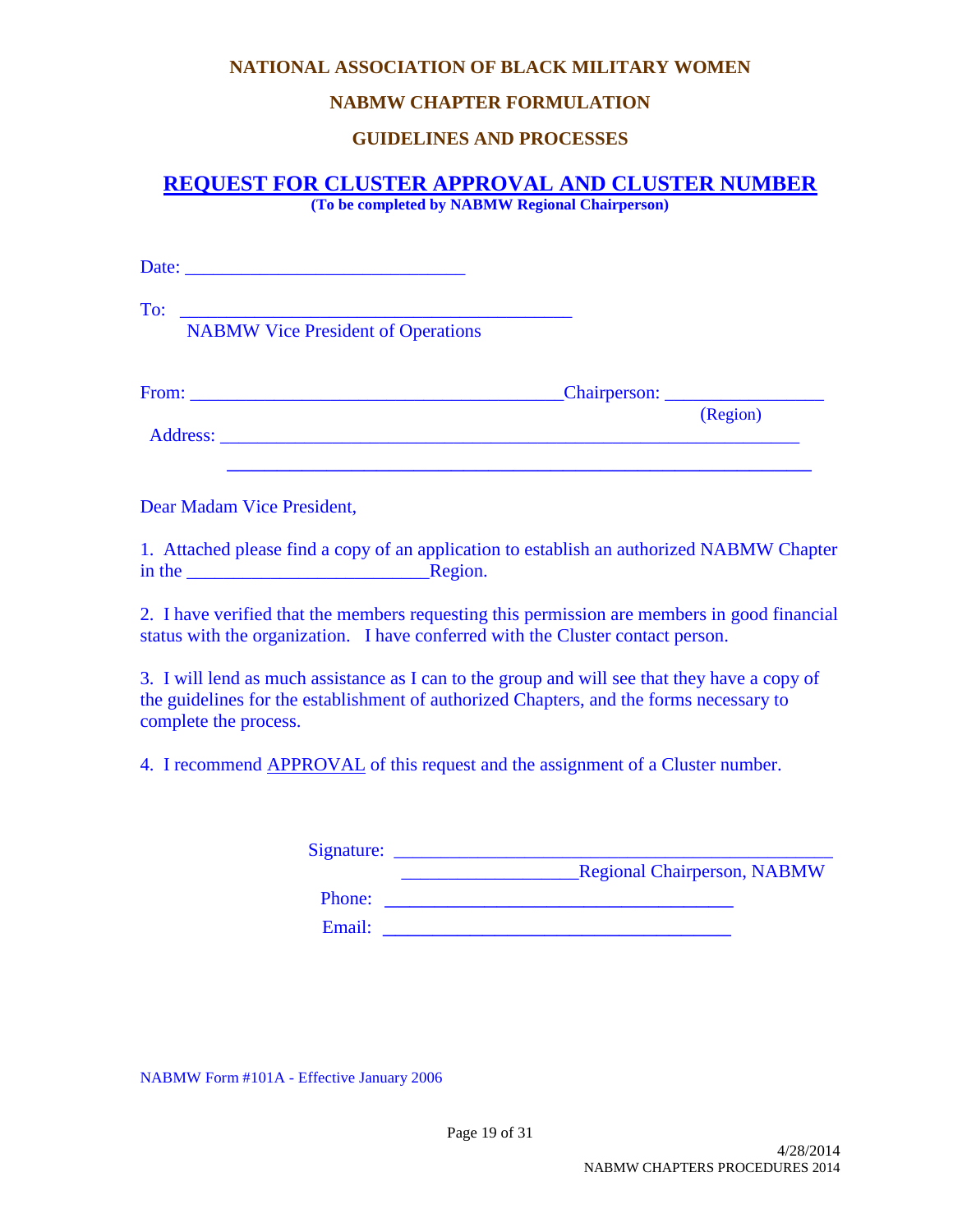**NATIONAL ASSOCIATION OF BLACK MILITARY WOMEN**

**NABMW CHAPTER FORMULATION**

**GUIDELINES AND PROCESSES**

## REQUEST FOR CLUSTER APPROVAL AND CLUSTER NUMBER

**(To be completed by NABMW Regional Chairperson)**

Date: ______________________________

To: ________________________________________
NABMW Vice President of Operations

From: ________________________________________Chairperson: ________________
(Region)

Address: ______________________________________________________________

______________________________________________________________

Dear Madam Vice President,

1. Attached please find a copy of an application to establish an authorized NABMW Chapter in the __________________________Region.

2. I have verified that the members requesting this permission are members in good financial status with the organization. I have conferred with the Cluster contact person.

3. I will lend as much assistance as I can to the group and will see that they have a copy of the guidelines for the establishment of authorized Chapters, and the forms necessary to complete the process.

4. I recommend APPROVAL of this request and the assignment of a Cluster number.

Signature: _______________________________________________
__________________Regional Chairperson, NABMW

Phone: _____________________________________

Email: _____________________________________

NABMW Form #101A - Effective January 2006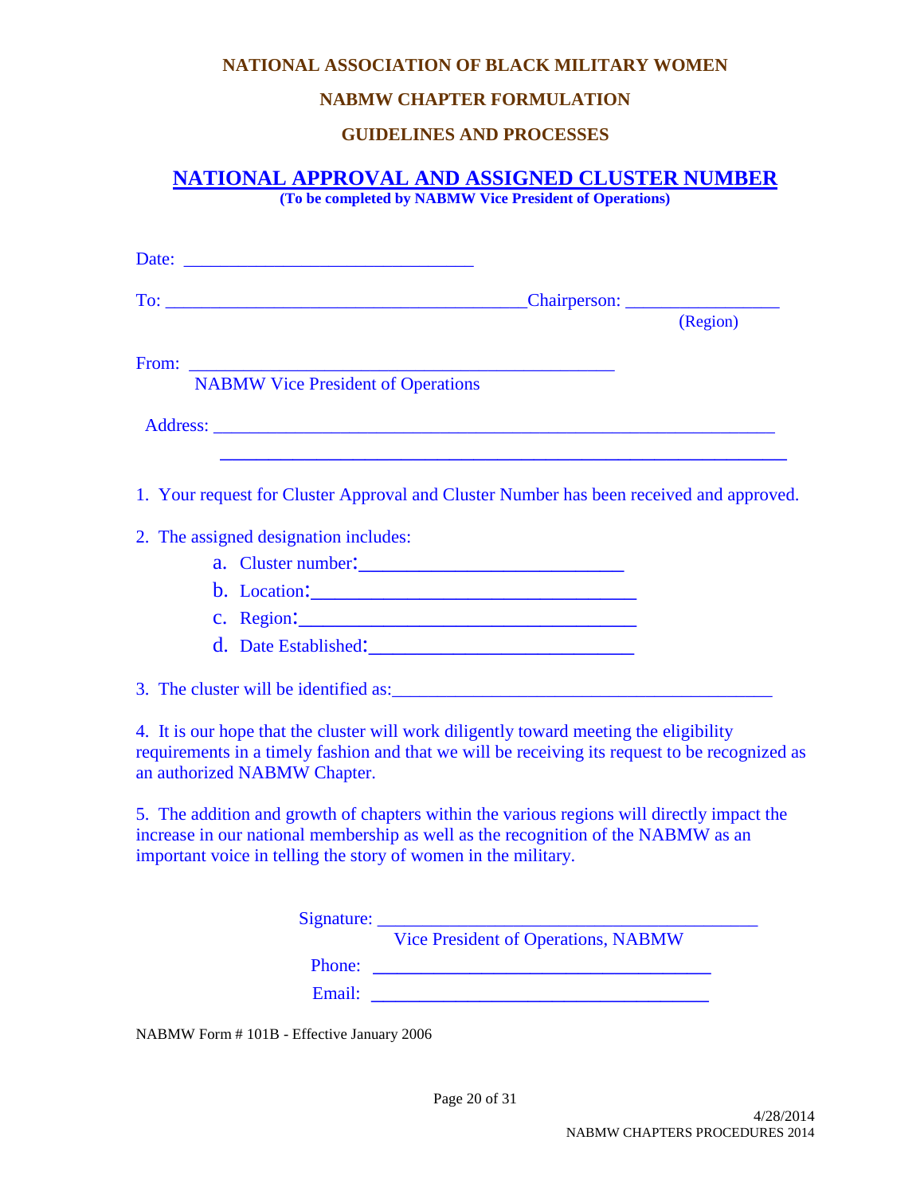**NATIONAL ASSOCIATION OF BLACK MILITARY WOMEN**

**NABMW CHAPTER FORMULATION**

**GUIDELINES AND PROCESSES**

# NATIONAL APPROVAL AND ASSIGNED CLUSTER NUMBER

**(To be completed by NABMW Vice President of Operations)**

Date: ________________________________

To: ________________________________________Chairperson: _________________
(Region)

From: _______________________________________________
NABMW Vice President of Operations

Address: ______________________________________________________________
______________________________________________________________

1. Your request for Cluster Approval and Cluster Number has been received and approved.

2. The assigned designation includes:
   a. Cluster number:___________________________
   b. Location:_________________________________
   c. Region:__________________________________
   d. Date Established:___________________________

3. The cluster will be identified as:_________________________________________

4. It is our hope that the cluster will work diligently toward meeting the eligibility requirements in a timely fashion and that we will be receiving its request to be recognized as an authorized NABMW Chapter.

5. The addition and growth of chapters within the various regions will directly impact the increase in our national membership as well as the recognition of the NABMW as an important voice in telling the story of women in the military.

Signature: __________________________________________
Vice President of Operations, NABMW

Phone: ____________________________________

Email: ____________________________________

NABMW Form # 101B - Effective January 2006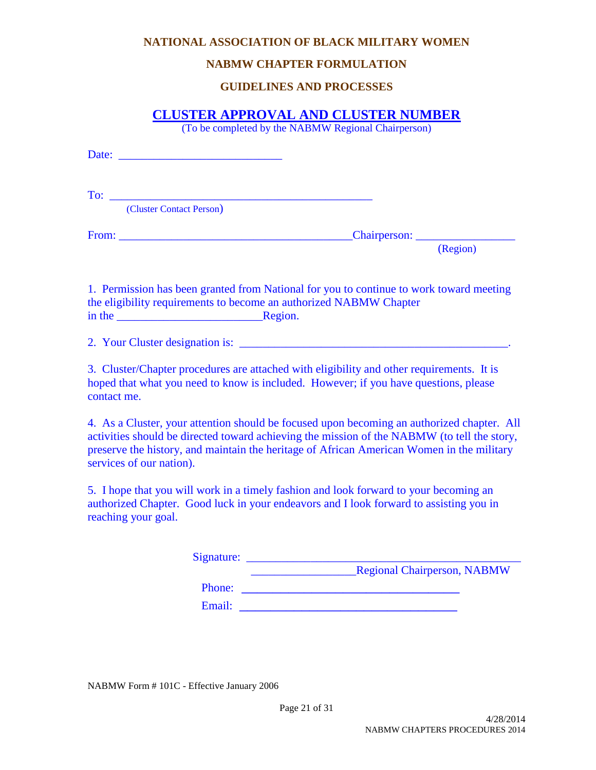**NATIONAL ASSOCIATION OF BLACK MILITARY WOMEN**

**NABMW CHAPTER FORMULATION**

**GUIDELINES AND PROCESSES**

## CLUSTER APPROVAL AND CLUSTER NUMBER

(To be completed by the NABMW Regional Chairperson)

Date: ___________________________

To: _____________________________________________
(Cluster Contact Person)

From: _______________________________________Chairperson: ________________
(Region)

1. Permission has been granted from National for you to continue to work toward meeting the eligibility requirements to become an authorized NABMW Chapter in the ________________________Region.

2. Your Cluster designation is: _____________________________________________.

3. Cluster/Chapter procedures are attached with eligibility and other requirements. It is hoped that what you need to know is included. However; if you have questions, please contact me.

4. As a Cluster, your attention should be focused upon becoming an authorized chapter. All activities should be directed toward achieving the mission of the NABMW (to tell the story, preserve the history, and maintain the heritage of African American Women in the military services of our nation).

5. I hope that you will work in a timely fashion and look forward to your becoming an authorized Chapter. Good luck in your endeavors and I look forward to assisting you in reaching your goal.

Signature: _______________________________________________
_________________Regional Chairperson, NABMW
Phone: ____________________________________
Email: ____________________________________

NABMW Form # 101C - Effective January 2006

4/28/2014
NABMW CHAPTERS PROCEDURES 2014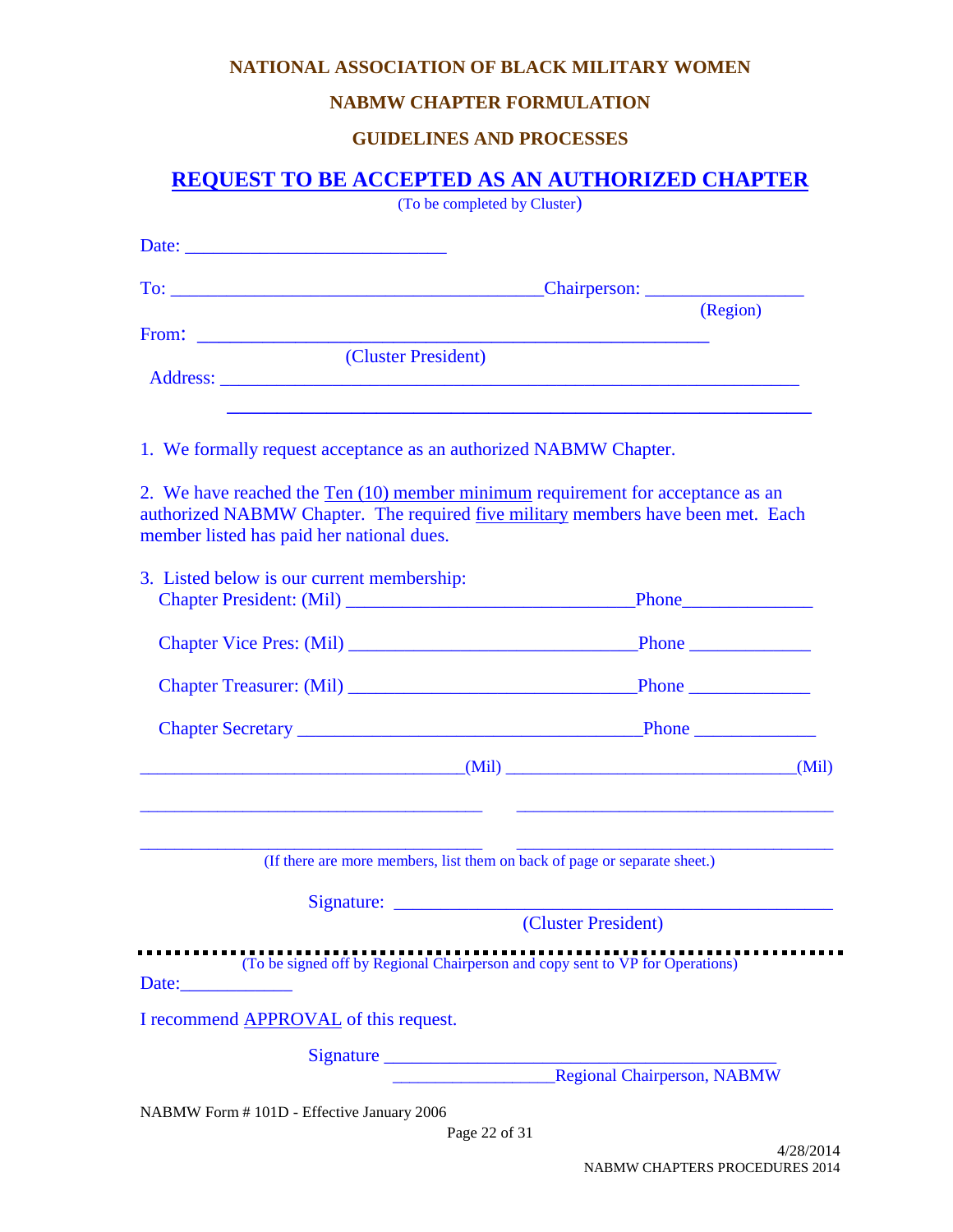**NATIONAL ASSOCIATION OF BLACK MILITARY WOMEN**

**NABMW CHAPTER FORMULATION**

**GUIDELINES AND PROCESSES**

## REQUEST TO BE ACCEPTED AS AN AUTHORIZED CHAPTER

(To be completed by Cluster)

Date: ___________________________

To: _______________________________________Chairperson: ________________
(Region)

From: ______________________________________________________
(Cluster President)

Address: ______________________________________________________________

______________________________________________________________

1. We formally request acceptance as an authorized NABMW Chapter.

2. We have reached the Ten (10) member minimum requirement for acceptance as an authorized NABMW Chapter. The required five military members have been met. Each member listed has paid her national dues.

3. Listed below is our current membership:

Chapter President: (Mil) ______________________________Phone______________

Chapter Vice Pres: (Mil) ______________________________Phone _____________

Chapter Treasurer: (Mil) ______________________________Phone _____________

Chapter Secretary ____________________________________Phone _____________

__________________________________(Mil) ______________________________(Mil)

____________________________________ ____________________________________

____________________________________ ____________________________________

(If there are more members, list them on back of page or separate sheet.)

Signature: _______________________________________________
(Cluster President)

(To be signed off by Regional Chairperson and copy sent to VP for Operations)

Date:____________

I recommend APPROVAL of this request.

Signature _________________________________________

__________________Regional Chairperson, NABMW

NABMW Form # 101D - Effective January 2006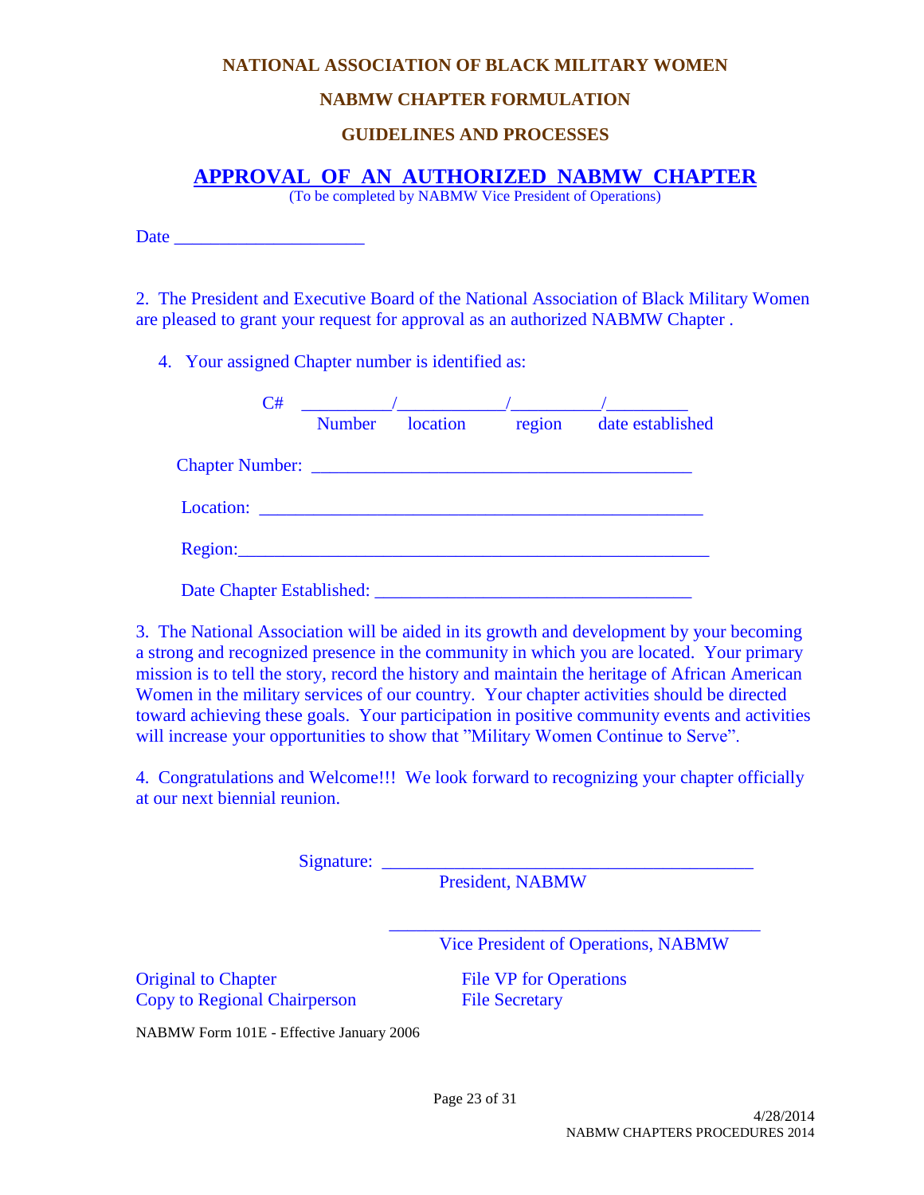**NATIONAL ASSOCIATION OF BLACK MILITARY WOMEN**

**NABMW CHAPTER FORMULATION**

**GUIDELINES AND PROCESSES**

# APPROVAL OF AN AUTHORIZED NABMW CHAPTER

(To be completed by NABMW Vice President of Operations)

Date _____________________

2. The President and Executive Board of the National Association of Black Military Women are pleased to grant your request for approval as an authorized NABMW Chapter .

4. Your assigned Chapter number is identified as:

C# __________/____________/__________/_________
Number location region date established

Chapter Number: __________________________________________

Location: ________________________________________________

Region:___________________________________________________

Date Chapter Established: ___________________________________

3. The National Association will be aided in its growth and development by your becoming a strong and recognized presence in the community in which you are located. Your primary mission is to tell the story, record the history and maintain the heritage of African American Women in the military services of our country. Your chapter activities should be directed toward achieving these goals. Your participation in positive community events and activities will increase your opportunities to show that "Military Women Continue to Serve".

4. Congratulations and Welcome!!! We look forward to recognizing your chapter officially at our next biennial reunion.

Signature: _________________________________________
President, NABMW

_________________________________________
Vice President of Operations, NABMW

Original to Chapter
Copy to Regional Chairperson

File VP for Operations
File Secretary

NABMW Form 101E - Effective January 2006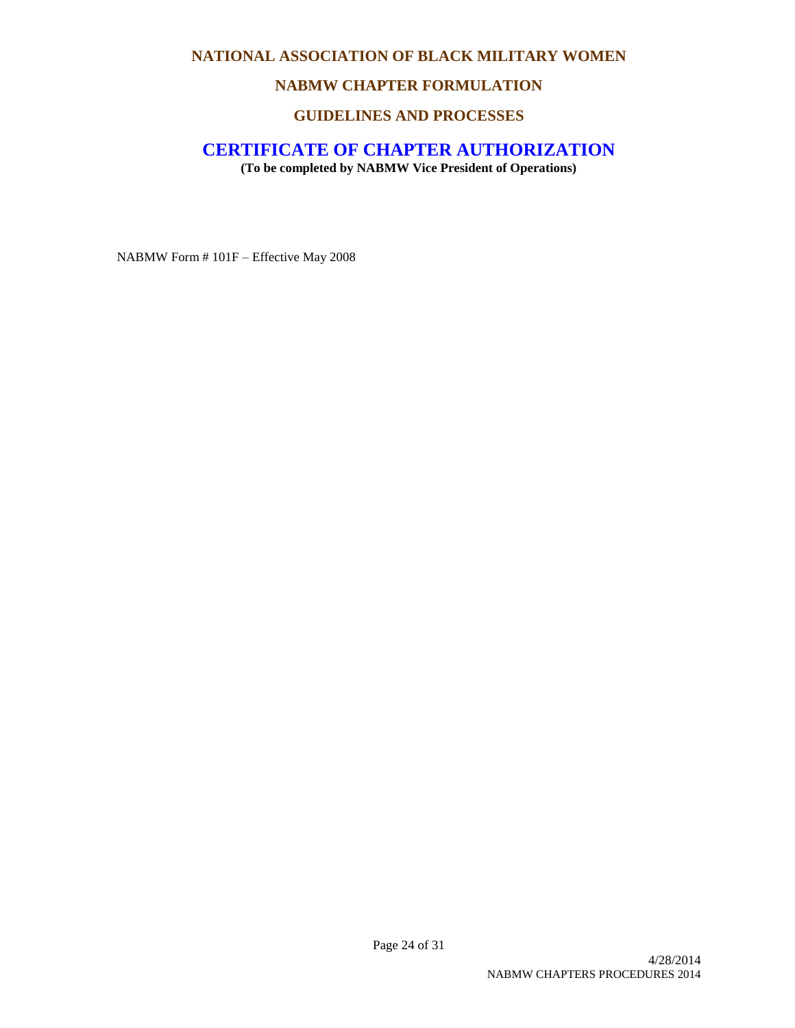# NATIONAL ASSOCIATION OF BLACK MILITARY WOMEN

## NABMW CHAPTER FORMULATION

## GUIDELINES AND PROCESSES

## CERTIFICATE OF CHAPTER AUTHORIZATION

**(To be completed by NABMW Vice President of Operations)**

NABMW Form # 101F – Effective May 2008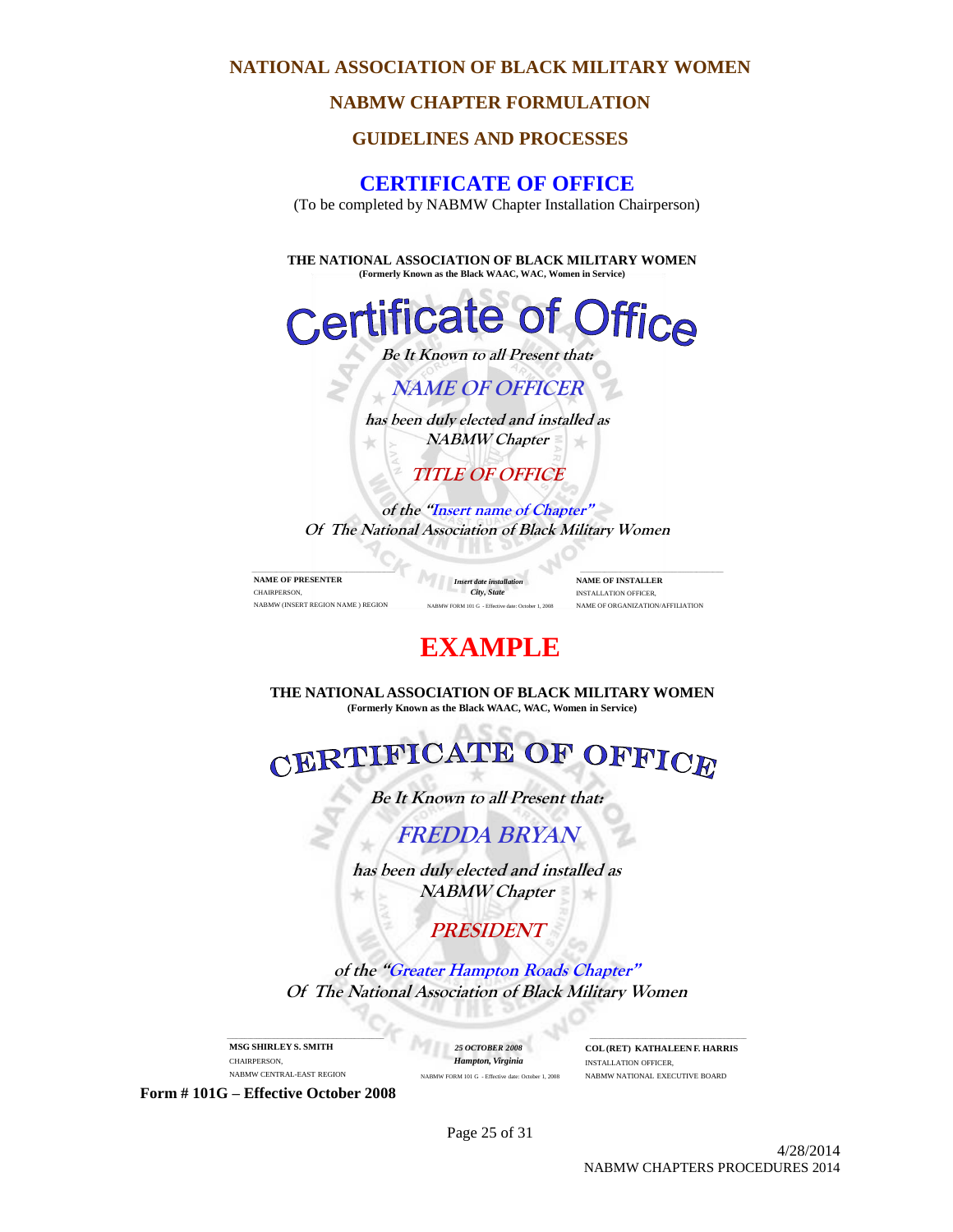**NATIONAL ASSOCIATION OF BLACK MILITARY WOMEN**

**NABMW CHAPTER FORMULATION**

**GUIDELINES AND PROCESSES**

# CERTIFICATE OF OFFICE

(To be completed by NABMW Chapter Installation Chairperson)

**THE NATIONAL ASSOCIATION OF BLACK MILITARY WOMEN**
**(Formerly Known as the Black WAAC, WAC, Women in Service)**

## Certificate of Office

***Be It Known to all Present that:***

***NAME OF OFFICER***

***has been duly elected and installed as***
***NABMW Chapter***

***TITLE OF OFFICE***

***of the "Insert name of Chapter"***
***Of The National Association of Black Military Women***

| | | |
|---|---|---|
| **NAME OF PRESENTER**<br>CHAIRPERSON,<br>NABMW (INSERT REGION NAME ) REGION | ***Insert date installation***<br>***City, State***<br>NABMW FORM 101 G - Effective date: October 1, 2008 | **NAME OF INSTALLER**<br>INSTALLATION OFFICER,<br>NAME OF ORGANIZATION/AFFILIATION |

# EXAMPLE

**THE NATIONAL ASSOCIATION OF BLACK MILITARY WOMEN**
**(Formerly Known as the Black WAAC, WAC, Women in Service)**

## CERTIFICATE OF OFFICE

***Be It Known to all Present that:***

***FREDDA BRYAN***

***has been duly elected and installed as***
***NABMW Chapter***

***PRESIDENT***

***of the "Greater Hampton Roads Chapter"***
***Of The National Association of Black Military Women***

| | | |
|---|---|---|
| **MSG SHIRLEY S. SMITH**<br>CHAIRPERSON,<br>NABMW CENTRAL-EAST REGION | ***25 OCTOBER 2008***<br>***Hampton, Virginia***<br>NABMW FORM 101 G - Effective date: October 1, 2008 | **COL (RET) KATHALEEN F. HARRIS**<br>INSTALLATION OFFICER,<br>NABMW NATIONAL EXECUTIVE BOARD |

**Form # 101G – Effective October 2008**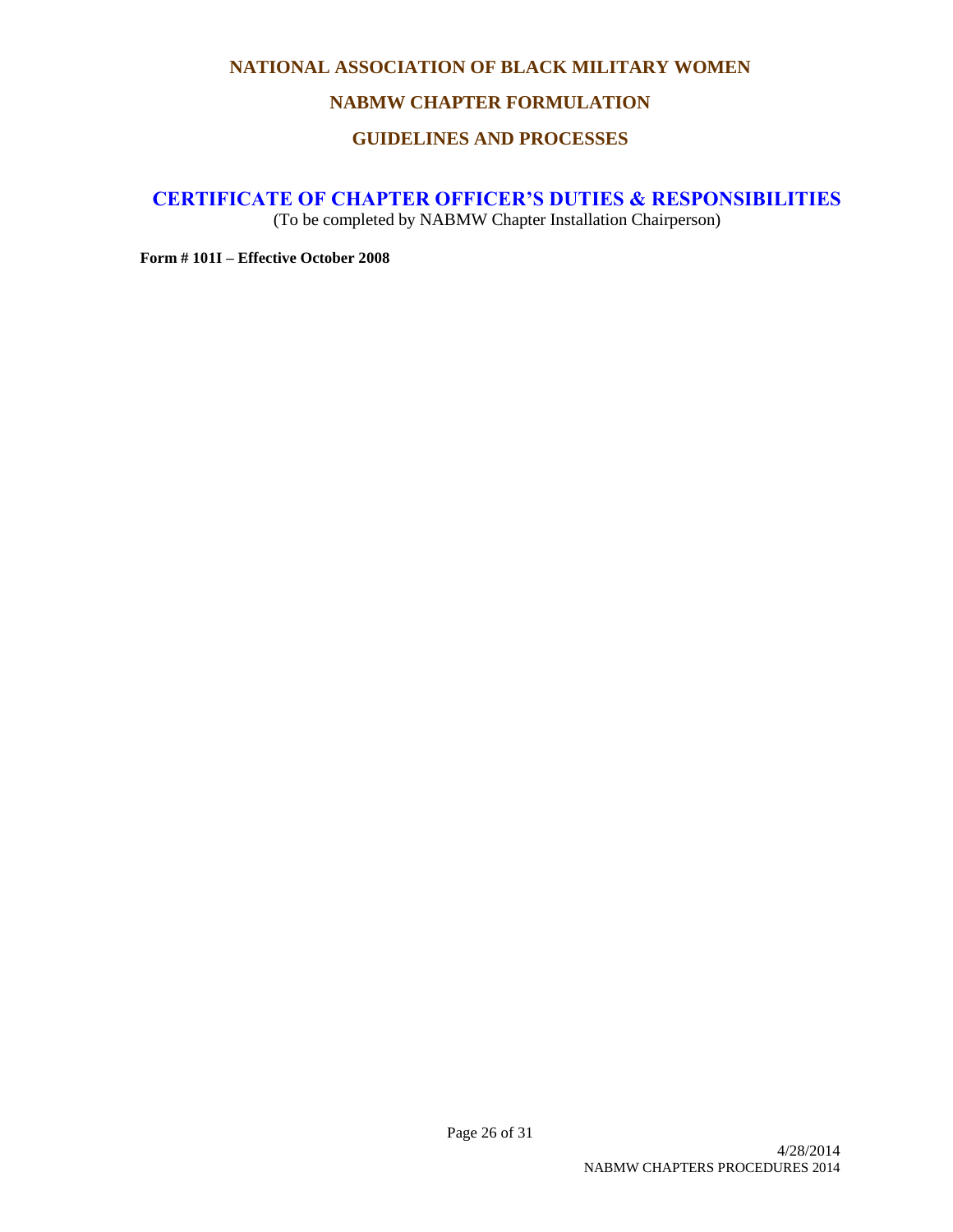**NATIONAL ASSOCIATION OF BLACK MILITARY WOMEN**

**NABMW CHAPTER FORMULATION**

**GUIDELINES AND PROCESSES**

## CERTIFICATE OF CHAPTER OFFICER'S DUTIES & RESPONSIBILITIES

(To be completed by NABMW Chapter Installation Chairperson)

**Form # 101I – Effective October 2008**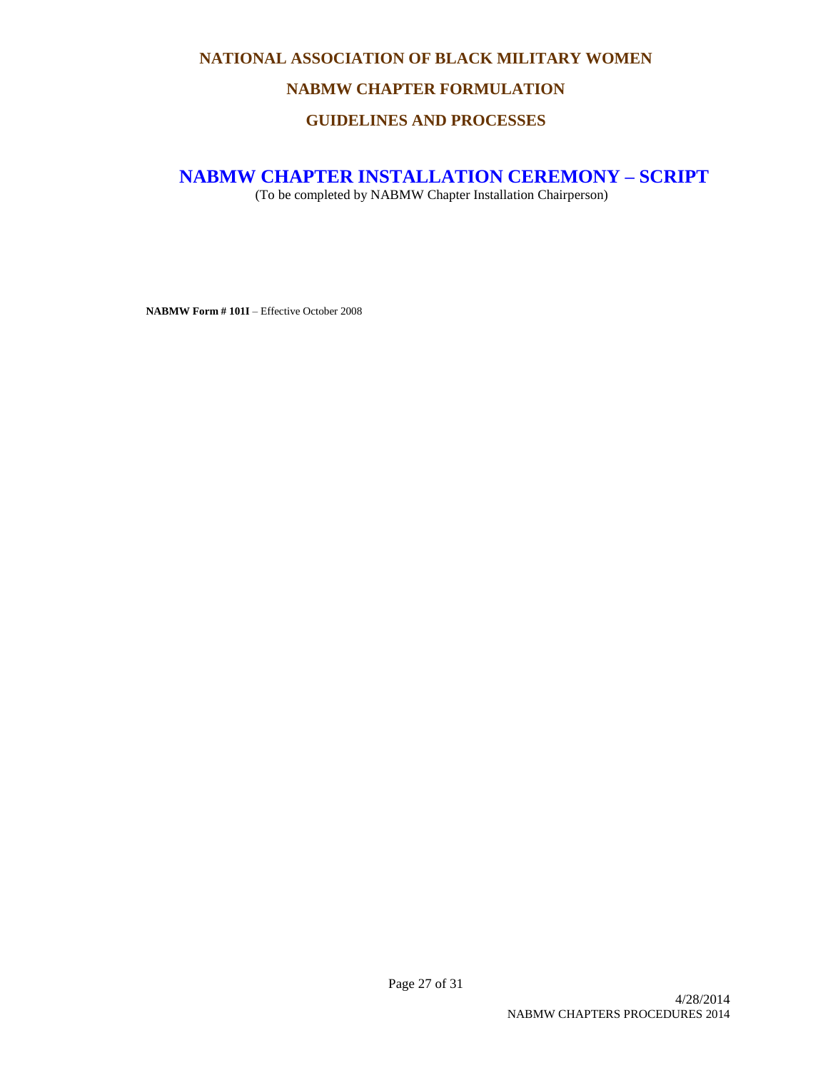# NATIONAL ASSOCIATION OF BLACK MILITARY WOMEN

## NABMW CHAPTER FORMULATION

## GUIDELINES AND PROCESSES

## NABMW CHAPTER INSTALLATION CEREMONY – SCRIPT

(To be completed by NABMW Chapter Installation Chairperson)

**NABMW Form # 101I** – Effective October 2008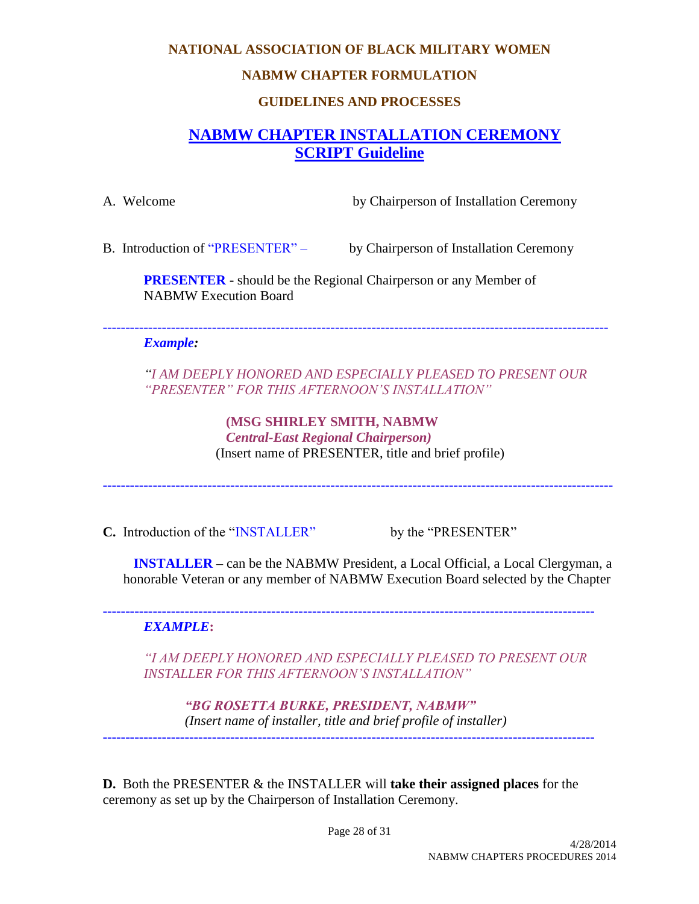**NATIONAL ASSOCIATION OF BLACK MILITARY WOMEN**

**NABMW CHAPTER FORMULATION**

**GUIDELINES AND PROCESSES**

# NABMW CHAPTER INSTALLATION CEREMONY SCRIPT Guideline

A. Welcome — by Chairperson of Installation Ceremony

B. Introduction of "PRESENTER" – by Chairperson of Installation Ceremony

**PRESENTER -** should be the Regional Chairperson or any Member of NABMW Execution Board

---

***Example:***

*"I AM DEEPLY HONORED AND ESPECIALLY PLEASED TO PRESENT OUR "PRESENTER" FOR THIS AFTERNOON'S INSTALLATION"*

**(MSG SHIRLEY SMITH, NABMW**
***Central-East Regional Chairperson)***
(Insert name of PRESENTER, title and brief profile)

---

**C.** Introduction of the "INSTALLER" — by the "PRESENTER"

**INSTALLER –** can be the NABMW President, a Local Official, a Local Clergyman, a honorable Veteran or any member of NABMW Execution Board selected by the Chapter

---

***EXAMPLE*:**

*"I AM DEEPLY HONORED AND ESPECIALLY PLEASED TO PRESENT OUR INSTALLER FOR THIS AFTERNOON'S INSTALLATION"*

***"BG ROSETTA BURKE, PRESIDENT, NABMW"***
*(Insert name of installer, title and brief profile of installer)*

---

**D.** Both the PRESENTER & the INSTALLER will **take their assigned places** for the ceremony as set up by the Chairperson of Installation Ceremony.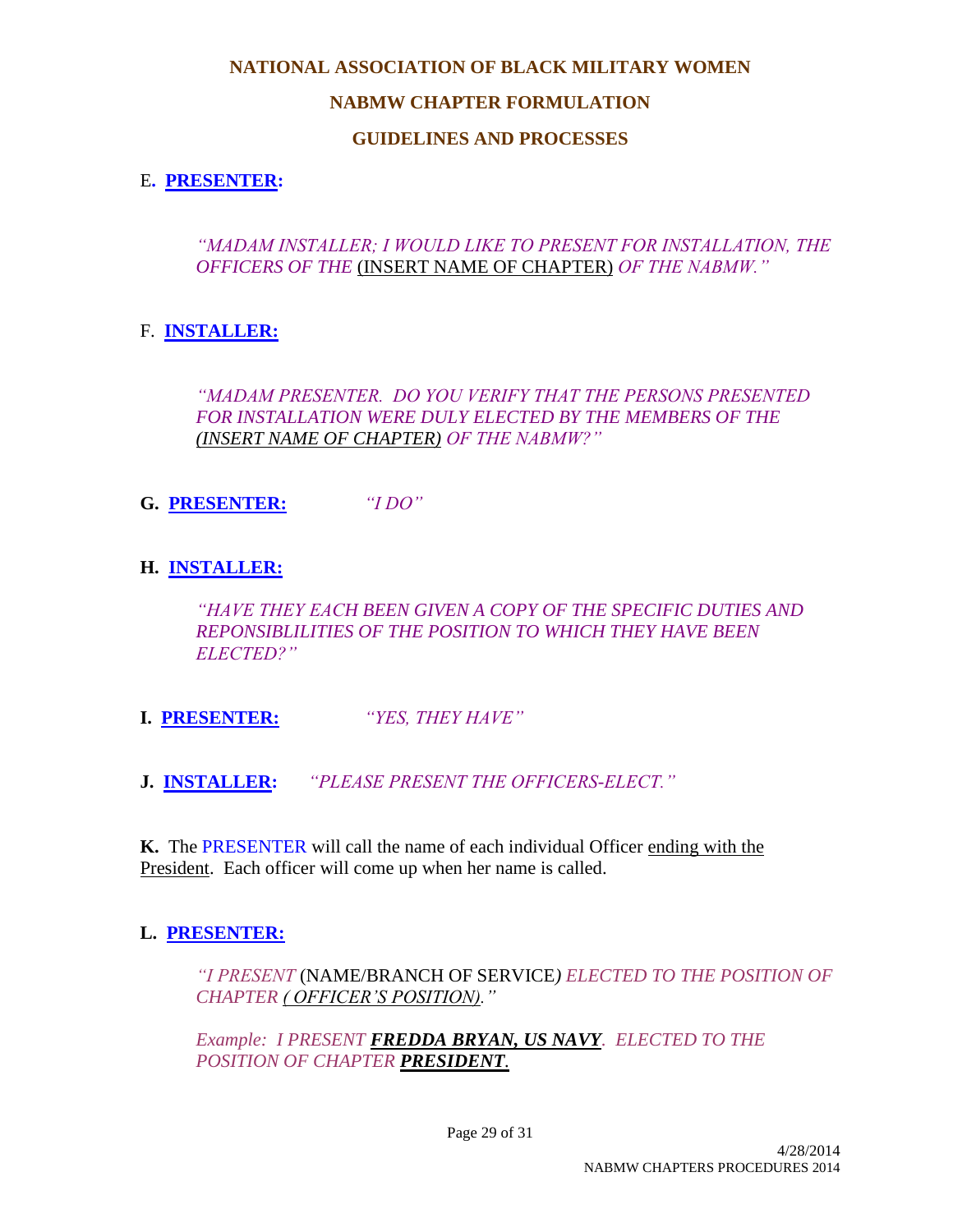**NATIONAL ASSOCIATION OF BLACK MILITARY WOMEN**

**NABMW CHAPTER FORMULATION**

**GUIDELINES AND PROCESSES**

E. **PRESENTER:**

> *"MADAM INSTALLER; I WOULD LIKE TO PRESENT FOR INSTALLATION, THE OFFICERS OF THE* (INSERT NAME OF CHAPTER) *OF THE NABMW."*

F. **INSTALLER:**

> *"MADAM PRESENTER. DO YOU VERIFY THAT THE PERSONS PRESENTED FOR INSTALLATION WERE DULY ELECTED BY THE MEMBERS OF THE (INSERT NAME OF CHAPTER) OF THE NABMW?"*

**G. PRESENTER:** *"I DO"*

**H. INSTALLER:**

> *"HAVE THEY EACH BEEN GIVEN A COPY OF THE SPECIFIC DUTIES AND REPONSIBLILITIES OF THE POSITION TO WHICH THEY HAVE BEEN ELECTED?"*

**I. PRESENTER:** *"YES, THEY HAVE"*

**J. INSTALLER:** *"PLEASE PRESENT THE OFFICERS-ELECT."*

**K.** The PRESENTER will call the name of each individual Officer ending with the President. Each officer will come up when her name is called.

**L. PRESENTER:**

> *"I PRESENT* (NAME/BRANCH OF SERVICE*) ELECTED TO THE POSITION OF CHAPTER ( OFFICER'S POSITION)."*
>
> *Example: I PRESENT **FREDDA BRYAN, US NAVY**. ELECTED TO THE POSITION OF CHAPTER **PRESIDENT**.*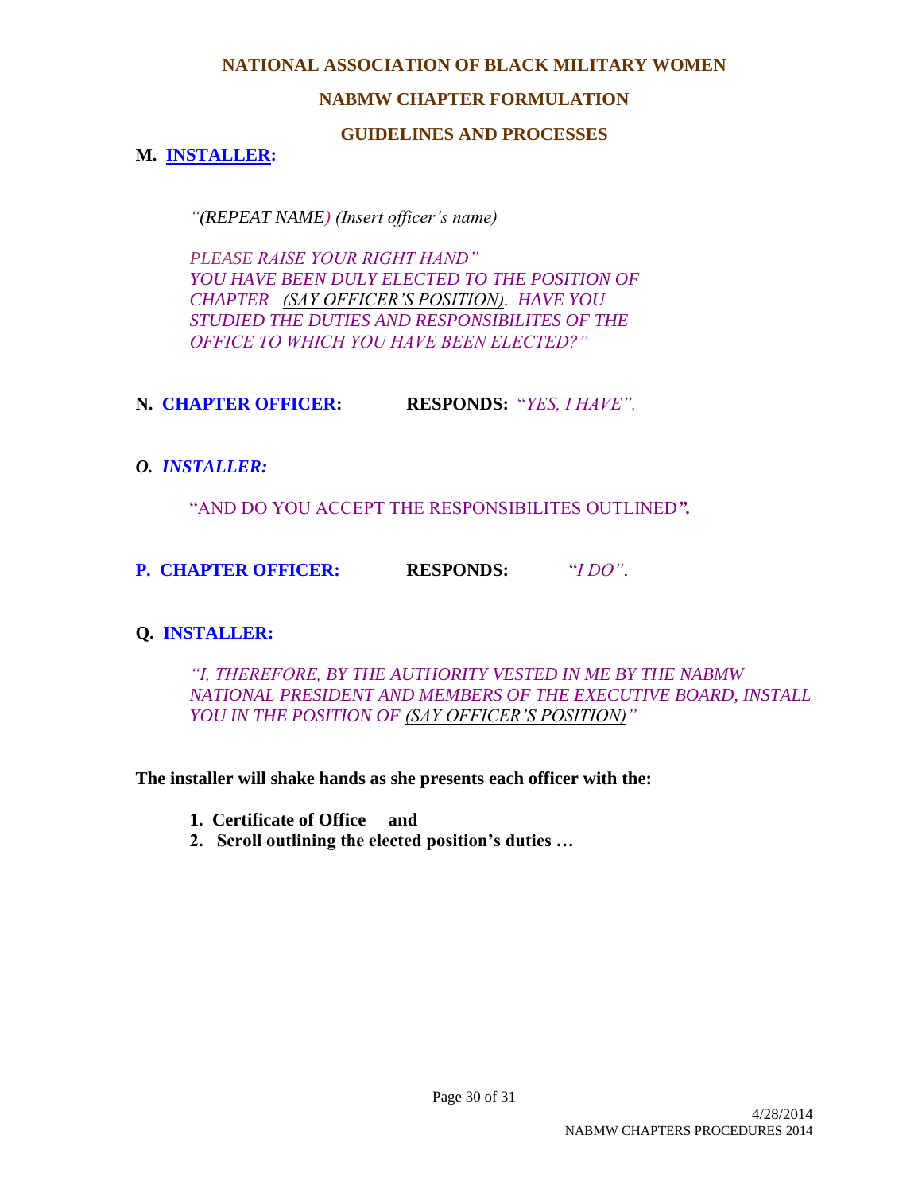**M. INSTALLER:**

*"(REPEAT NAME) (Insert officer's name)*

*PLEASE RAISE YOUR RIGHT HAND"*
*YOU HAVE BEEN DULY ELECTED TO THE POSITION OF CHAPTER (SAY OFFICER'S POSITION). HAVE YOU STUDIED THE DUTIES AND RESPONSIBILITES OF THE OFFICE TO WHICH YOU HAVE BEEN ELECTED?"*

**N. CHAPTER OFFICER:** **RESPONDS:** "*YES, I HAVE".*

***O. INSTALLER:***

"AND DO YOU ACCEPT THE RESPONSIBILITES OUTLINED***".***

**P. CHAPTER OFFICER:** **RESPONDS:** "*I DO"*.

**Q. INSTALLER:**

*"I, THEREFORE, BY THE AUTHORITY VESTED IN ME BY THE NABMW NATIONAL PRESIDENT AND MEMBERS OF THE EXECUTIVE BOARD, INSTALL YOU IN THE POSITION OF (SAY OFFICER'S POSITION)"*

**The installer will shake hands as she presents each officer with the:**

1. **Certificate of Office and**
2. **Scroll outlining the elected position's duties …**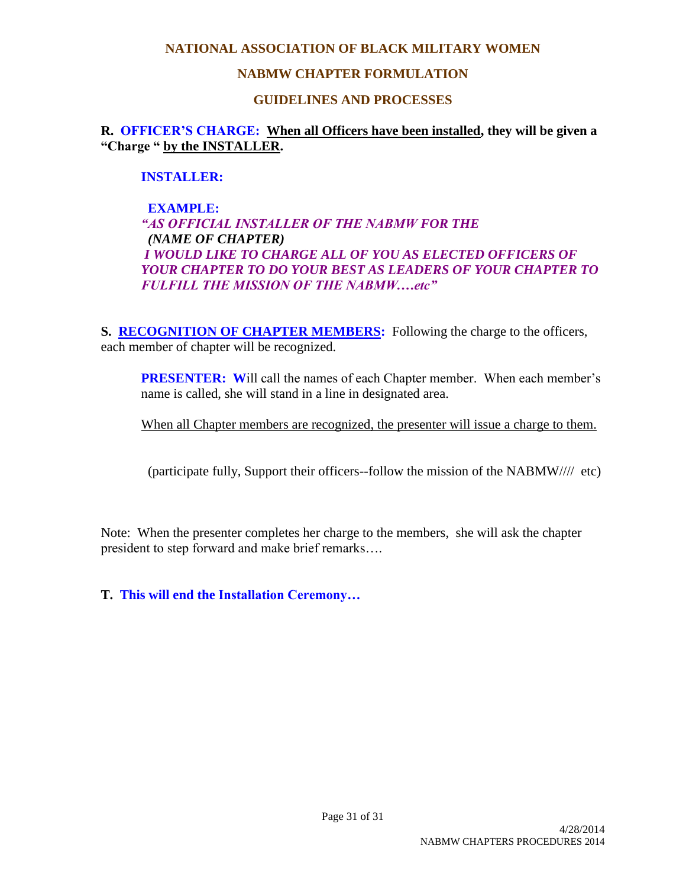# NATIONAL ASSOCIATION OF BLACK MILITARY WOMEN

## NABMW CHAPTER FORMULATION

## GUIDELINES AND PROCESSES

**R. OFFICER'S CHARGE: When all Officers have been installed, they will be given a "Charge " by the INSTALLER.**

**INSTALLER:**

**EXAMPLE:**
***"AS OFFICIAL INSTALLER OF THE NABMW FOR THE***
***(NAME OF CHAPTER)***
***I WOULD LIKE TO CHARGE ALL OF YOU AS ELECTED OFFICERS OF YOUR CHAPTER TO DO YOUR BEST AS LEADERS OF YOUR CHAPTER TO FULFILL THE MISSION OF THE NABMW….etc"***

**S. RECOGNITION OF CHAPTER MEMBERS:** Following the charge to the officers, each member of chapter will be recognized.

**PRESENTER: W**ill call the names of each Chapter member. When each member's name is called, she will stand in a line in designated area.

When all Chapter members are recognized, the presenter will issue a charge to them.

(participate fully, Support their officers--follow the mission of the NABMW//// etc)

Note: When the presenter completes her charge to the members, she will ask the chapter president to step forward and make brief remarks….

**T. This will end the Installation Ceremony…**

4/28/2014
NABMW CHAPTERS PROCEDURES 2014